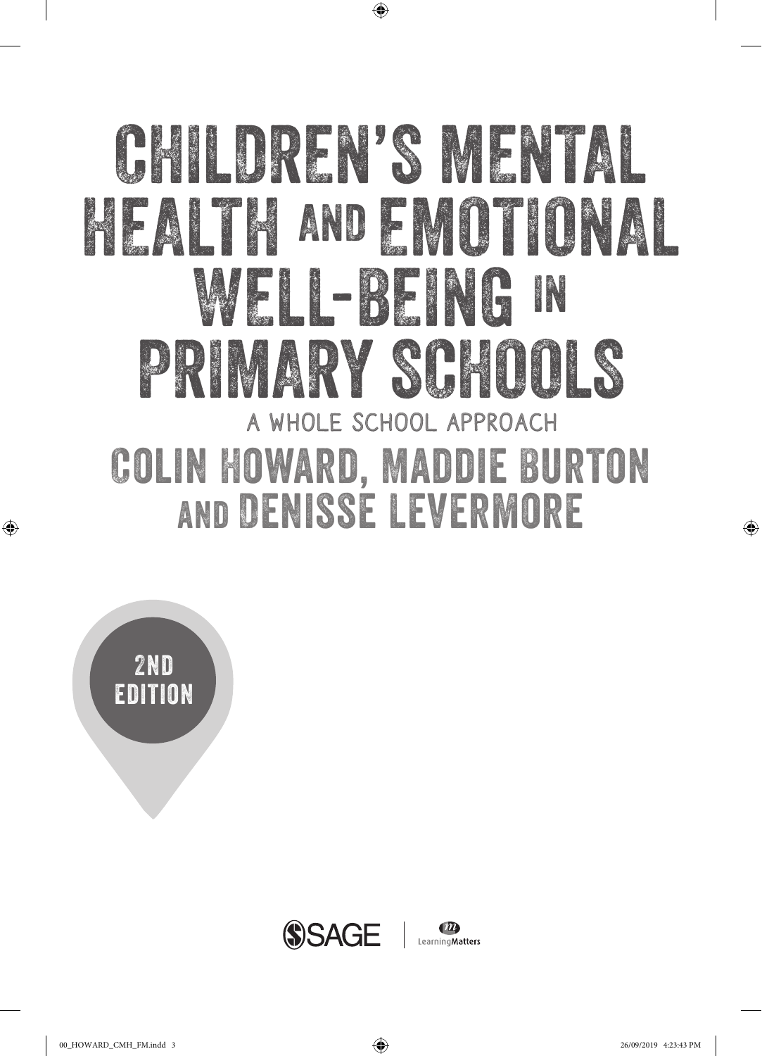# CHILDREN'S MENTAL HEALTH AND EMOTIONAL WELL-BEING IN PRIMARY SCHOOLS

## A WHOLE SCHOOL APPROACH

### COLIN HOWARD, MADDIE BURTON AND DENISSE LEVERMORE

2ND EDITION

SAGE | Learning Matters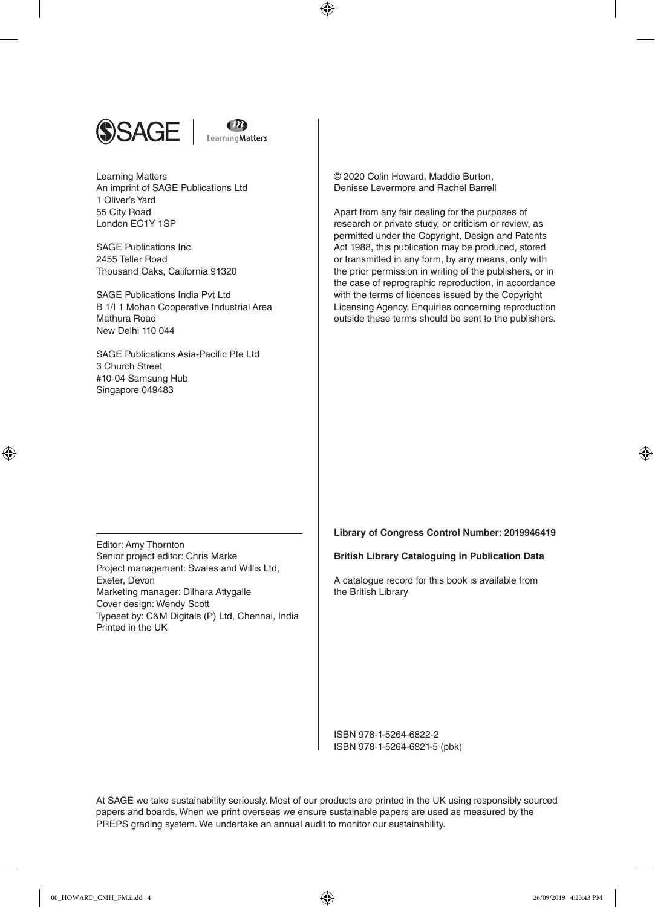Learning Matters
An imprint of SAGE Publications Ltd
1 Oliver's Yard
55 City Road
London EC1Y 1SP

SAGE Publications Inc.
2455 Teller Road
Thousand Oaks, California 91320

SAGE Publications India Pvt Ltd
B 1/I 1 Mohan Cooperative Industrial Area
Mathura Road
New Delhi 110 044

SAGE Publications Asia-Pacific Pte Ltd
3 Church Street
#10-04 Samsung Hub
Singapore 049483

Editor: Amy Thornton
Senior project editor: Chris Marke
Project management: Swales and Willis Ltd, Exeter, Devon
Marketing manager: Dilhara Attygalle
Cover design: Wendy Scott
Typeset by: C&M Digitals (P) Ltd, Chennai, India
Printed in the UK

© 2020 Colin Howard, Maddie Burton, Denisse Levermore and Rachel Barrell

Apart from any fair dealing for the purposes of research or private study, or criticism or review, as permitted under the Copyright, Design and Patents Act 1988, this publication may be produced, stored or transmitted in any form, by any means, only with the prior permission in writing of the publishers, or in the case of reprographic reproduction, in accordance with the terms of licences issued by the Copyright Licensing Agency. Enquiries concerning reproduction outside these terms should be sent to the publishers.

**Library of Congress Control Number: 2019946419**

**British Library Cataloguing in Publication Data**

A catalogue record for this book is available from the British Library

ISBN 978-1-5264-6822-2
ISBN 978-1-5264-6821-5 (pbk)

At SAGE we take sustainability seriously. Most of our products are printed in the UK using responsibly sourced papers and boards. When we print overseas we ensure sustainable papers are used as measured by the PREPS grading system. We undertake an annual audit to monitor our sustainability.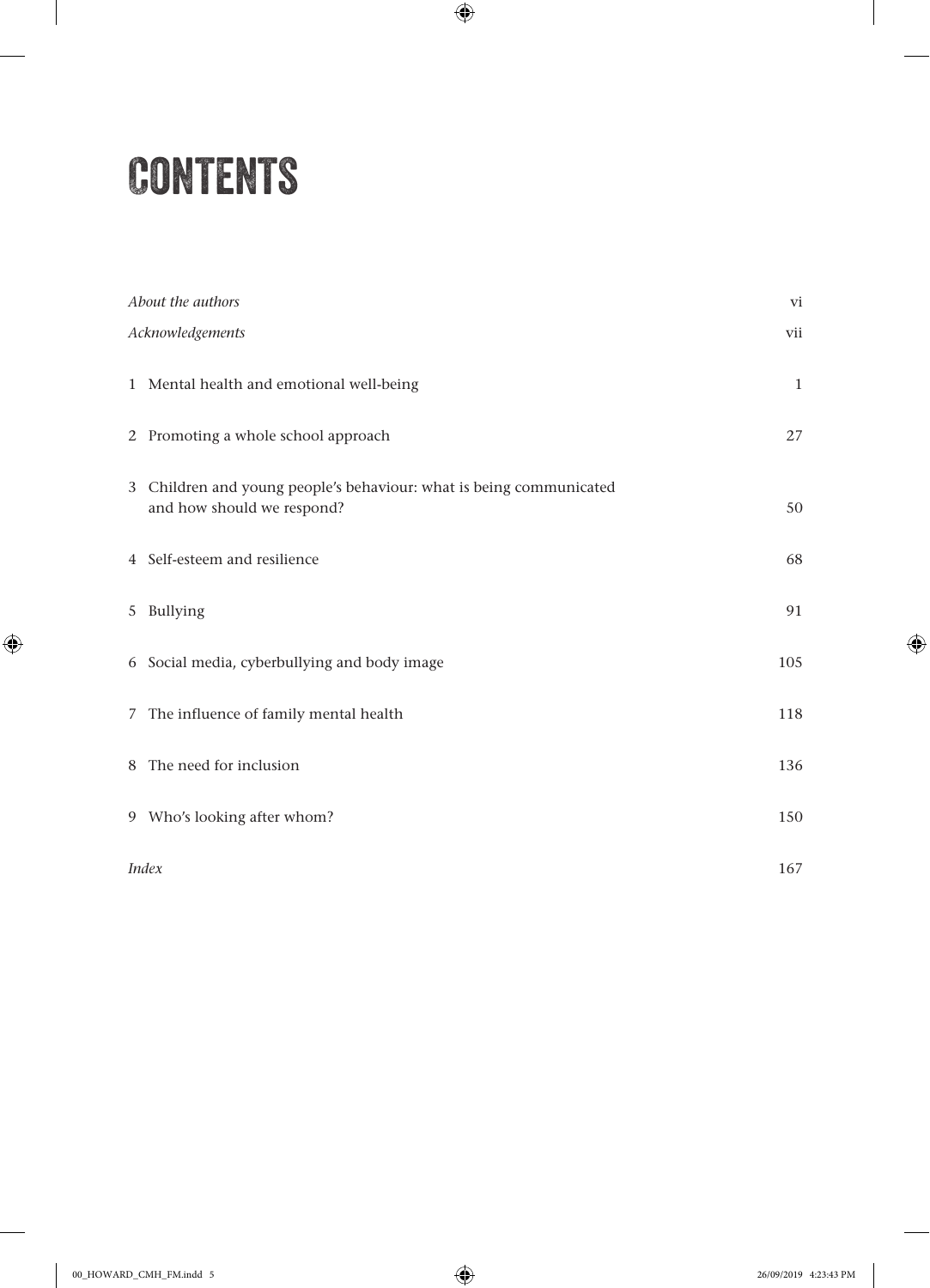# CONTENTS

| | |
|---|---|
| *About the authors* | vi |
| *Acknowledgements* | vii |
| 1 Mental health and emotional well-being | 1 |
| 2 Promoting a whole school approach | 27 |
| 3 Children and young people's behaviour: what is being communicated and how should we respond? | 50 |
| 4 Self-esteem and resilience | 68 |
| 5 Bullying | 91 |
| 6 Social media, cyberbullying and body image | 105 |
| 7 The influence of family mental health | 118 |
| 8 The need for inclusion | 136 |
| 9 Who's looking after whom? | 150 |
| *Index* | 167 |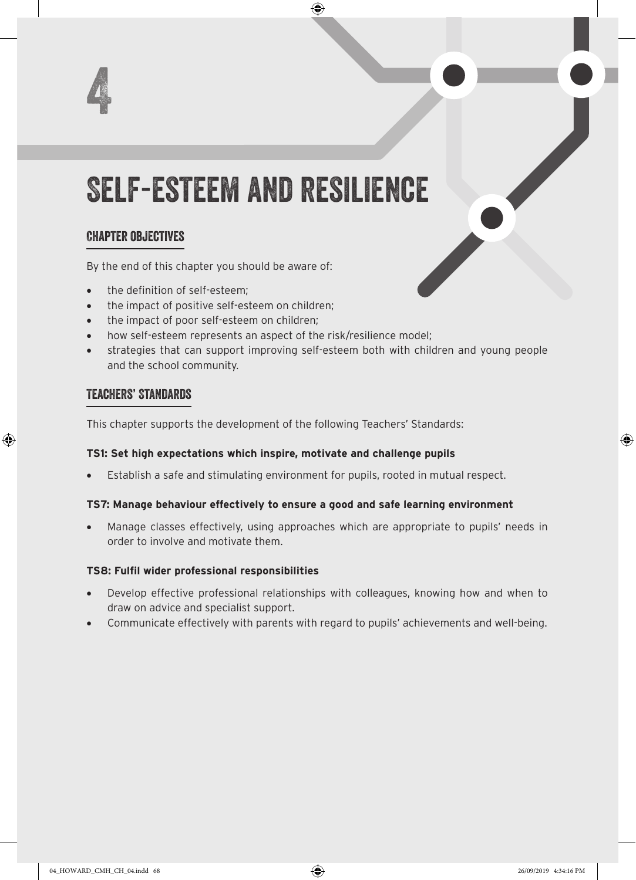# 4

# SELF-ESTEEM AND RESILIENCE

## CHAPTER OBJECTIVES

By the end of this chapter you should be aware of:

- the definition of self-esteem;
- the impact of positive self-esteem on children;
- the impact of poor self-esteem on children;
- how self-esteem represents an aspect of the risk/resilience model;
- strategies that can support improving self-esteem both with children and young people and the school community.

## TEACHERS' STANDARDS

This chapter supports the development of the following Teachers' Standards:

**TS1: Set high expectations which inspire, motivate and challenge pupils**

- Establish a safe and stimulating environment for pupils, rooted in mutual respect.

**TS7: Manage behaviour effectively to ensure a good and safe learning environment**

- Manage classes effectively, using approaches which are appropriate to pupils' needs in order to involve and motivate them.

**TS8: Fulfil wider professional responsibilities**

- Develop effective professional relationships with colleagues, knowing how and when to draw on advice and specialist support.
- Communicate effectively with parents with regard to pupils' achievements and well-being.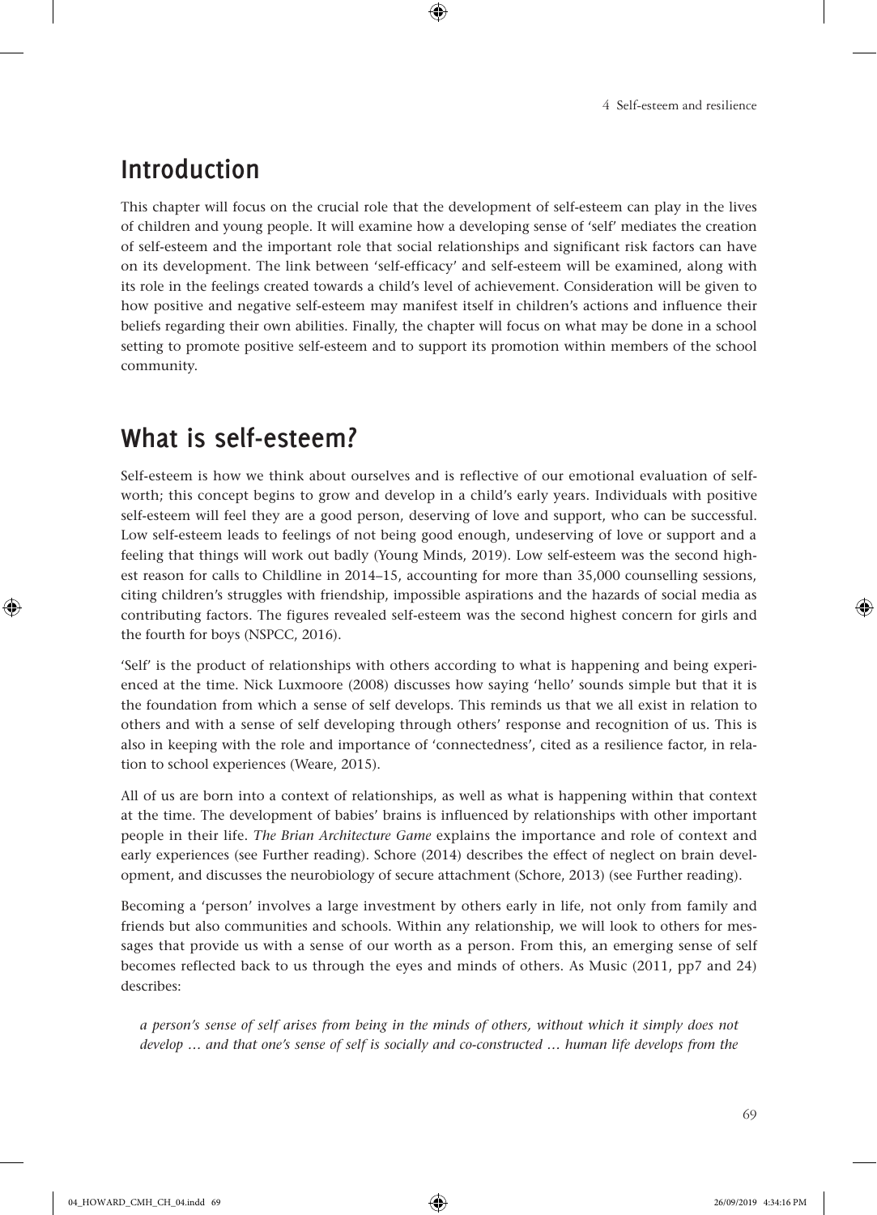## Introduction

This chapter will focus on the crucial role that the development of self-esteem can play in the lives of children and young people. It will examine how a developing sense of 'self' mediates the creation of self-esteem and the important role that social relationships and significant risk factors can have on its development. The link between 'self-efficacy' and self-esteem will be examined, along with its role in the feelings created towards a child's level of achievement. Consideration will be given to how positive and negative self-esteem may manifest itself in children's actions and influence their beliefs regarding their own abilities. Finally, the chapter will focus on what may be done in a school setting to promote positive self-esteem and to support its promotion within members of the school community.

## What is self-esteem?

Self-esteem is how we think about ourselves and is reflective of our emotional evaluation of self-worth; this concept begins to grow and develop in a child's early years. Individuals with positive self-esteem will feel they are a good person, deserving of love and support, who can be successful. Low self-esteem leads to feelings of not being good enough, undeserving of love or support and a feeling that things will work out badly (Young Minds, 2019). Low self-esteem was the second highest reason for calls to Childline in 2014–15, accounting for more than 35,000 counselling sessions, citing children's struggles with friendship, impossible aspirations and the hazards of social media as contributing factors. The figures revealed self-esteem was the second highest concern for girls and the fourth for boys (NSPCC, 2016).

'Self' is the product of relationships with others according to what is happening and being experienced at the time. Nick Luxmoore (2008) discusses how saying 'hello' sounds simple but that it is the foundation from which a sense of self develops. This reminds us that we all exist in relation to others and with a sense of self developing through others' response and recognition of us. This is also in keeping with the role and importance of 'connectedness', cited as a resilience factor, in relation to school experiences (Weare, 2015).

All of us are born into a context of relationships, as well as what is happening within that context at the time. The development of babies' brains is influenced by relationships with other important people in their life. *The Brian Architecture Game* explains the importance and role of context and early experiences (see Further reading). Schore (2014) describes the effect of neglect on brain development, and discusses the neurobiology of secure attachment (Schore, 2013) (see Further reading).

Becoming a 'person' involves a large investment by others early in life, not only from family and friends but also communities and schools. Within any relationship, we will look to others for messages that provide us with a sense of our worth as a person. From this, an emerging sense of self becomes reflected back to us through the eyes and minds of others. As Music (2011, pp7 and 24) describes:

*a person's sense of self arises from being in the minds of others, without which it simply does not develop … and that one's sense of self is socially and co-constructed … human life develops from the*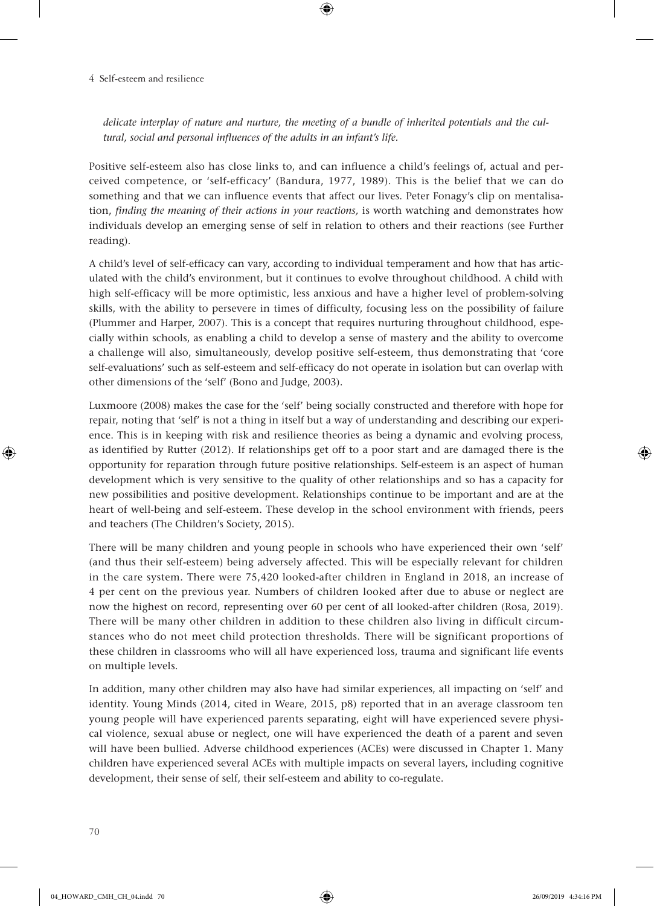*delicate interplay of nature and nurture, the meeting of a bundle of inherited potentials and the cultural, social and personal influences of the adults in an infant's life.*

Positive self-esteem also has close links to, and can influence a child's feelings of, actual and perceived competence, or 'self-efficacy' (Bandura, 1977, 1989). This is the belief that we can do something and that we can influence events that affect our lives. Peter Fonagy's clip on mentalisation, *finding the meaning of their actions in your reactions,* is worth watching and demonstrates how individuals develop an emerging sense of self in relation to others and their reactions (see Further reading).

A child's level of self-efficacy can vary, according to individual temperament and how that has articulated with the child's environment, but it continues to evolve throughout childhood. A child with high self-efficacy will be more optimistic, less anxious and have a higher level of problem-solving skills, with the ability to persevere in times of difficulty, focusing less on the possibility of failure (Plummer and Harper, 2007). This is a concept that requires nurturing throughout childhood, especially within schools, as enabling a child to develop a sense of mastery and the ability to overcome a challenge will also, simultaneously, develop positive self-esteem, thus demonstrating that 'core self-evaluations' such as self-esteem and self-efficacy do not operate in isolation but can overlap with other dimensions of the 'self' (Bono and Judge, 2003).

Luxmoore (2008) makes the case for the 'self' being socially constructed and therefore with hope for repair, noting that 'self' is not a thing in itself but a way of understanding and describing our experience. This is in keeping with risk and resilience theories as being a dynamic and evolving process, as identified by Rutter (2012). If relationships get off to a poor start and are damaged there is the opportunity for reparation through future positive relationships. Self-esteem is an aspect of human development which is very sensitive to the quality of other relationships and so has a capacity for new possibilities and positive development. Relationships continue to be important and are at the heart of well-being and self-esteem. These develop in the school environment with friends, peers and teachers (The Children's Society, 2015).

There will be many children and young people in schools who have experienced their own 'self' (and thus their self-esteem) being adversely affected. This will be especially relevant for children in the care system. There were 75,420 looked-after children in England in 2018, an increase of 4 per cent on the previous year. Numbers of children looked after due to abuse or neglect are now the highest on record, representing over 60 per cent of all looked-after children (Rosa, 2019). There will be many other children in addition to these children also living in difficult circumstances who do not meet child protection thresholds. There will be significant proportions of these children in classrooms who will all have experienced loss, trauma and significant life events on multiple levels.

In addition, many other children may also have had similar experiences, all impacting on 'self' and identity. Young Minds (2014, cited in Weare, 2015, p8) reported that in an average classroom ten young people will have experienced parents separating, eight will have experienced severe physical violence, sexual abuse or neglect, one will have experienced the death of a parent and seven will have been bullied. Adverse childhood experiences (ACEs) were discussed in Chapter 1. Many children have experienced several ACEs with multiple impacts on several layers, including cognitive development, their sense of self, their self-esteem and ability to co-regulate.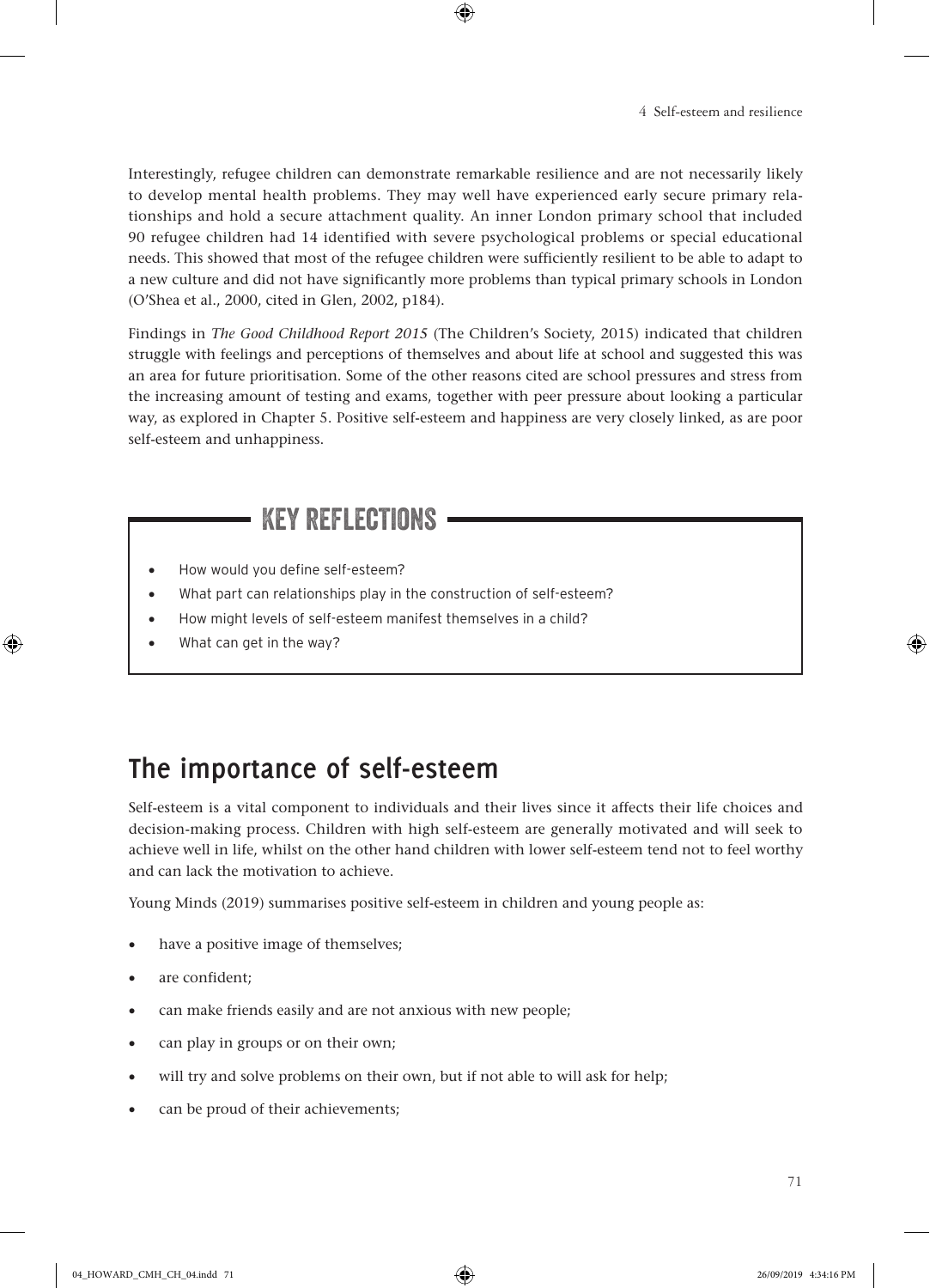Interestingly, refugee children can demonstrate remarkable resilience and are not necessarily likely to develop mental health problems. They may well have experienced early secure primary relationships and hold a secure attachment quality. An inner London primary school that included 90 refugee children had 14 identified with severe psychological problems or special educational needs. This showed that most of the refugee children were sufficiently resilient to be able to adapt to a new culture and did not have significantly more problems than typical primary schools in London (O'Shea et al., 2000, cited in Glen, 2002, p184).

Findings in *The Good Childhood Report 2015* (The Children's Society, 2015) indicated that children struggle with feelings and perceptions of themselves and about life at school and suggested this was an area for future prioritisation. Some of the other reasons cited are school pressures and stress from the increasing amount of testing and exams, together with peer pressure about looking a particular way, as explored in Chapter 5. Positive self-esteem and happiness are very closely linked, as are poor self-esteem and unhappiness.

## KEY REFLECTIONS

- How would you define self-esteem?
- What part can relationships play in the construction of self-esteem?
- How might levels of self-esteem manifest themselves in a child?
- What can get in the way?

## The importance of self-esteem

Self-esteem is a vital component to individuals and their lives since it affects their life choices and decision-making process. Children with high self-esteem are generally motivated and will seek to achieve well in life, whilst on the other hand children with lower self-esteem tend not to feel worthy and can lack the motivation to achieve.

Young Minds (2019) summarises positive self-esteem in children and young people as:

- have a positive image of themselves;
- are confident;
- can make friends easily and are not anxious with new people;
- can play in groups or on their own;
- will try and solve problems on their own, but if not able to will ask for help;
- can be proud of their achievements;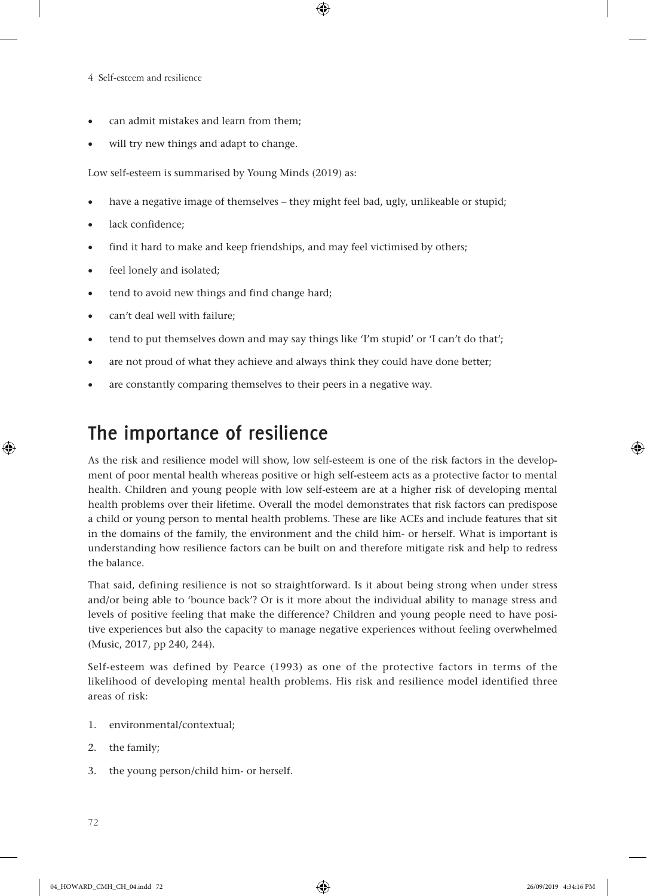- can admit mistakes and learn from them;
- will try new things and adapt to change.

Low self-esteem is summarised by Young Minds (2019) as:

- have a negative image of themselves – they might feel bad, ugly, unlikeable or stupid;
- lack confidence;
- find it hard to make and keep friendships, and may feel victimised by others;
- feel lonely and isolated;
- tend to avoid new things and find change hard;
- can't deal well with failure;
- tend to put themselves down and may say things like 'I'm stupid' or 'I can't do that';
- are not proud of what they achieve and always think they could have done better;
- are constantly comparing themselves to their peers in a negative way.

## The importance of resilience

As the risk and resilience model will show, low self-esteem is one of the risk factors in the development of poor mental health whereas positive or high self-esteem acts as a protective factor to mental health. Children and young people with low self-esteem are at a higher risk of developing mental health problems over their lifetime. Overall the model demonstrates that risk factors can predispose a child or young person to mental health problems. These are like ACEs and include features that sit in the domains of the family, the environment and the child him- or herself. What is important is understanding how resilience factors can be built on and therefore mitigate risk and help to redress the balance.

That said, defining resilience is not so straightforward. Is it about being strong when under stress and/or being able to 'bounce back'? Or is it more about the individual ability to manage stress and levels of positive feeling that make the difference? Children and young people need to have positive experiences but also the capacity to manage negative experiences without feeling overwhelmed (Music, 2017, pp 240, 244).

Self-esteem was defined by Pearce (1993) as one of the protective factors in terms of the likelihood of developing mental health problems. His risk and resilience model identified three areas of risk:

1. environmental/contextual;
2. the family;
3. the young person/child him- or herself.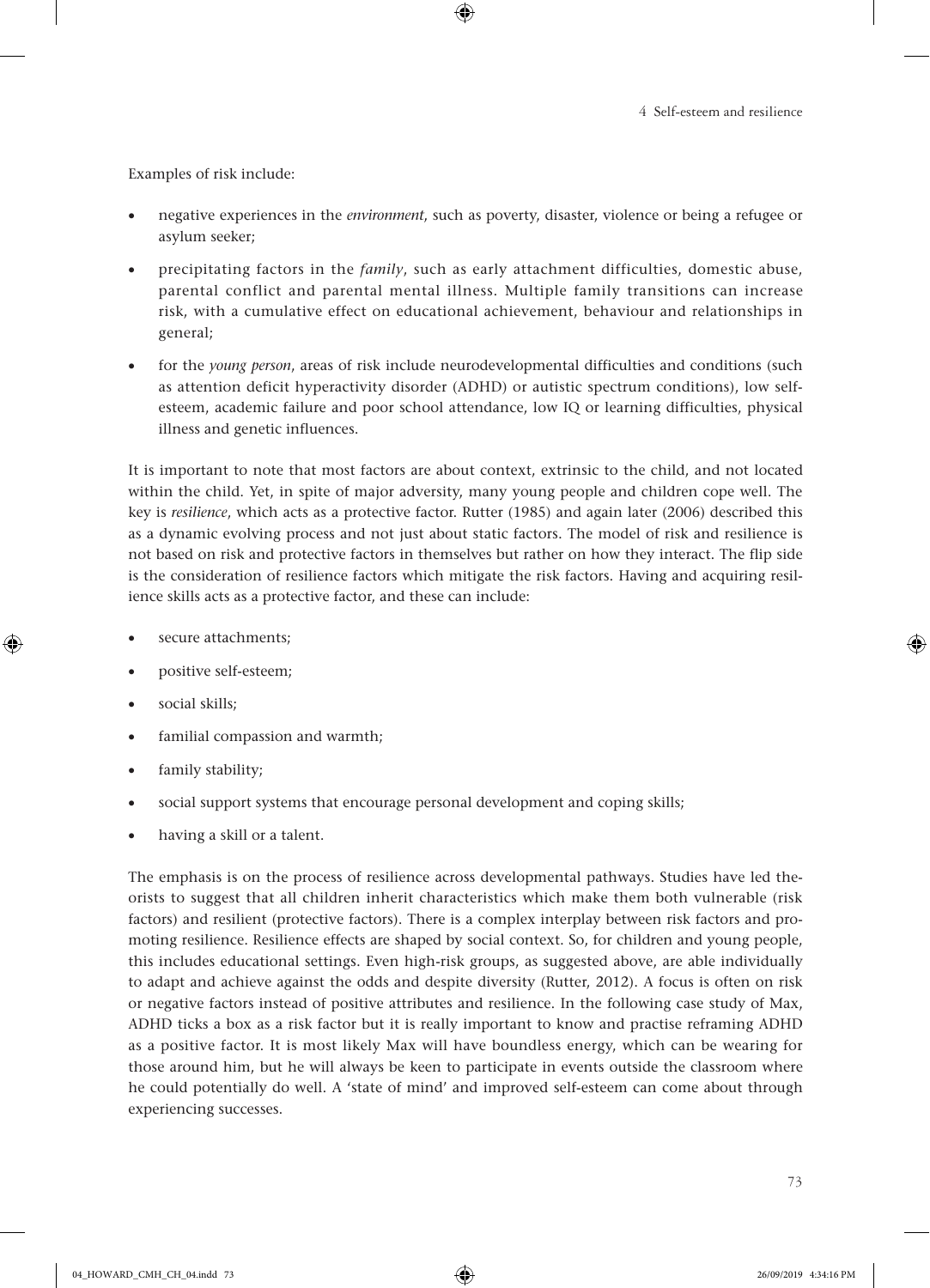Examples of risk include:

- negative experiences in the *environment*, such as poverty, disaster, violence or being a refugee or asylum seeker;
- precipitating factors in the *family*, such as early attachment difficulties, domestic abuse, parental conflict and parental mental illness. Multiple family transitions can increase risk, with a cumulative effect on educational achievement, behaviour and relationships in general;
- for the *young person*, areas of risk include neurodevelopmental difficulties and conditions (such as attention deficit hyperactivity disorder (ADHD) or autistic spectrum conditions), low self-esteem, academic failure and poor school attendance, low IQ or learning difficulties, physical illness and genetic influences.

It is important to note that most factors are about context, extrinsic to the child, and not located within the child. Yet, in spite of major adversity, many young people and children cope well. The key is *resilience*, which acts as a protective factor. Rutter (1985) and again later (2006) described this as a dynamic evolving process and not just about static factors. The model of risk and resilience is not based on risk and protective factors in themselves but rather on how they interact. The flip side is the consideration of resilience factors which mitigate the risk factors. Having and acquiring resilience skills acts as a protective factor, and these can include:

- secure attachments;
- positive self-esteem;
- social skills;
- familial compassion and warmth;
- family stability;
- social support systems that encourage personal development and coping skills;
- having a skill or a talent.

The emphasis is on the process of resilience across developmental pathways. Studies have led theorists to suggest that all children inherit characteristics which make them both vulnerable (risk factors) and resilient (protective factors). There is a complex interplay between risk factors and promoting resilience. Resilience effects are shaped by social context. So, for children and young people, this includes educational settings. Even high-risk groups, as suggested above, are able individually to adapt and achieve against the odds and despite diversity (Rutter, 2012). A focus is often on risk or negative factors instead of positive attributes and resilience. In the following case study of Max, ADHD ticks a box as a risk factor but it is really important to know and practise reframing ADHD as a positive factor. It is most likely Max will have boundless energy, which can be wearing for those around him, but he will always be keen to participate in events outside the classroom where he could potentially do well. A 'state of mind' and improved self-esteem can come about through experiencing successes.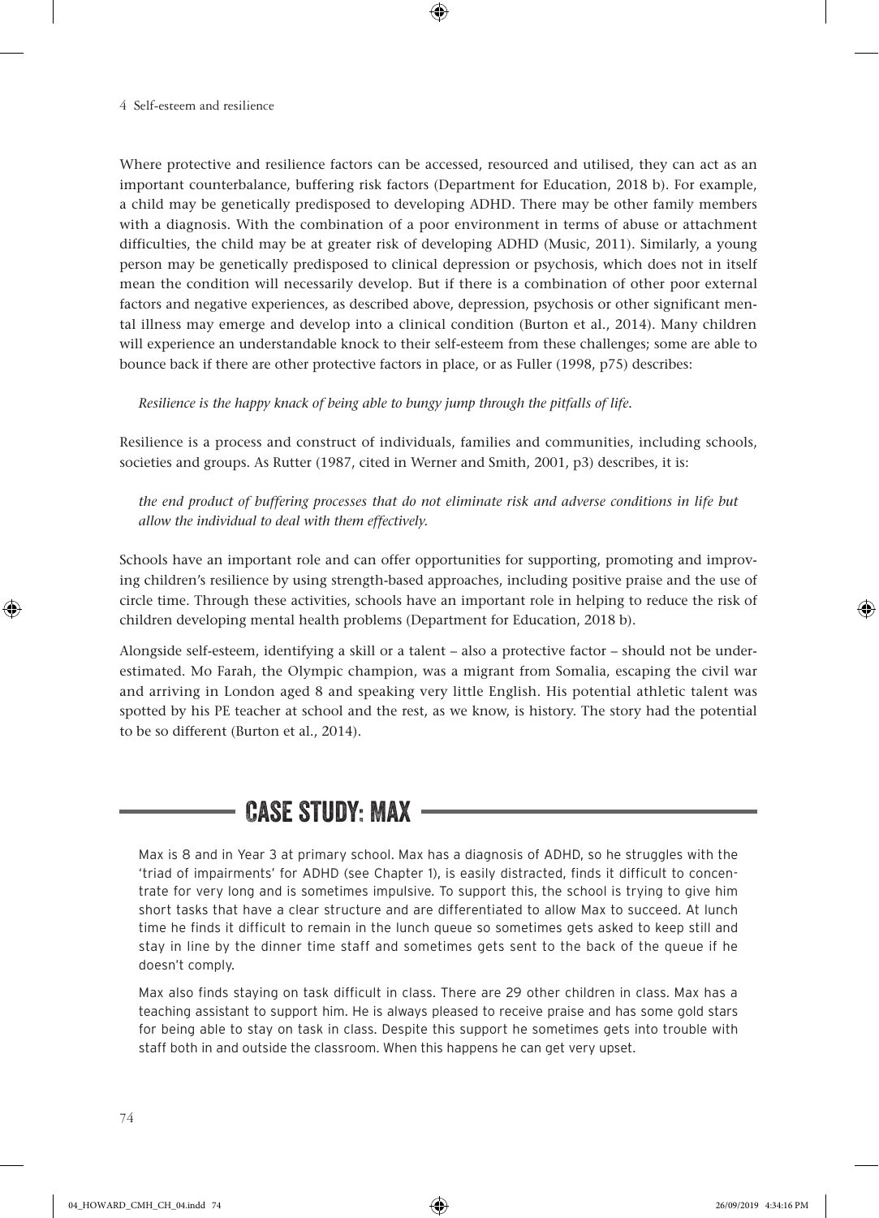Where protective and resilience factors can be accessed, resourced and utilised, they can act as an important counterbalance, buffering risk factors (Department for Education, 2018 b). For example, a child may be genetically predisposed to developing ADHD. There may be other family members with a diagnosis. With the combination of a poor environment in terms of abuse or attachment difficulties, the child may be at greater risk of developing ADHD (Music, 2011). Similarly, a young person may be genetically predisposed to clinical depression or psychosis, which does not in itself mean the condition will necessarily develop. But if there is a combination of other poor external factors and negative experiences, as described above, depression, psychosis or other significant mental illness may emerge and develop into a clinical condition (Burton et al., 2014). Many children will experience an understandable knock to their self-esteem from these challenges; some are able to bounce back if there are other protective factors in place, or as Fuller (1998, p75) describes:

> *Resilience is the happy knack of being able to bungy jump through the pitfalls of life.*

Resilience is a process and construct of individuals, families and communities, including schools, societies and groups. As Rutter (1987, cited in Werner and Smith, 2001, p3) describes, it is:

> *the end product of buffering processes that do not eliminate risk and adverse conditions in life but allow the individual to deal with them effectively.*

Schools have an important role and can offer opportunities for supporting, promoting and improving children's resilience by using strength-based approaches, including positive praise and the use of circle time. Through these activities, schools have an important role in helping to reduce the risk of children developing mental health problems (Department for Education, 2018 b).

Alongside self-esteem, identifying a skill or a talent – also a protective factor – should not be underestimated. Mo Farah, the Olympic champion, was a migrant from Somalia, escaping the civil war and arriving in London aged 8 and speaking very little English. His potential athletic talent was spotted by his PE teacher at school and the rest, as we know, is history. The story had the potential to be so different (Burton et al., 2014).

## CASE STUDY: MAX

Max is 8 and in Year 3 at primary school. Max has a diagnosis of ADHD, so he struggles with the 'triad of impairments' for ADHD (see Chapter 1), is easily distracted, finds it difficult to concentrate for very long and is sometimes impulsive. To support this, the school is trying to give him short tasks that have a clear structure and are differentiated to allow Max to succeed. At lunch time he finds it difficult to remain in the lunch queue so sometimes gets asked to keep still and stay in line by the dinner time staff and sometimes gets sent to the back of the queue if he doesn't comply.

Max also finds staying on task difficult in class. There are 29 other children in class. Max has a teaching assistant to support him. He is always pleased to receive praise and has some gold stars for being able to stay on task in class. Despite this support he sometimes gets into trouble with staff both in and outside the classroom. When this happens he can get very upset.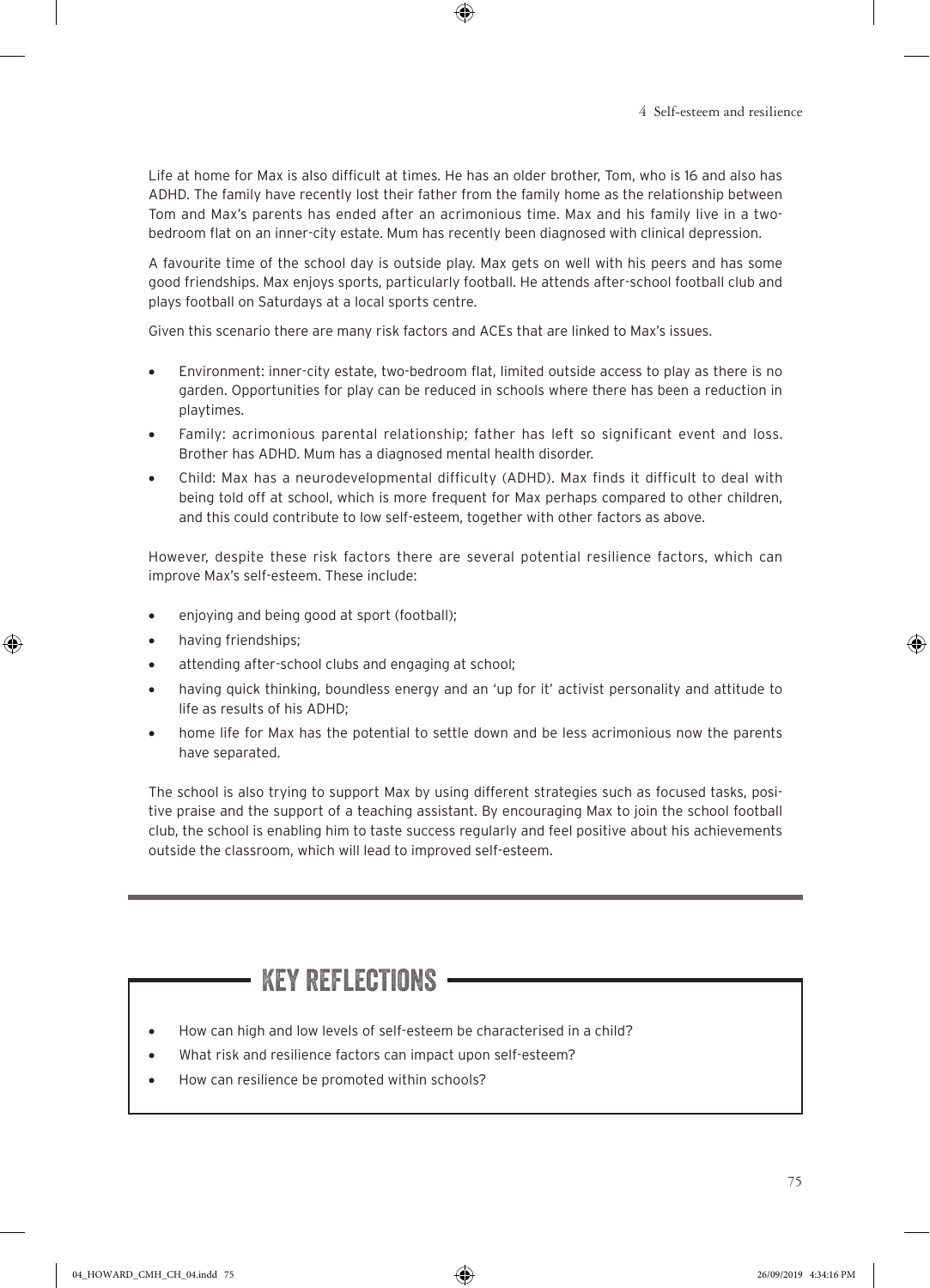Life at home for Max is also difficult at times. He has an older brother, Tom, who is 16 and also has ADHD. The family have recently lost their father from the family home as the relationship between Tom and Max's parents has ended after an acrimonious time. Max and his family live in a two-bedroom flat on an inner-city estate. Mum has recently been diagnosed with clinical depression.

A favourite time of the school day is outside play. Max gets on well with his peers and has some good friendships. Max enjoys sports, particularly football. He attends after-school football club and plays football on Saturdays at a local sports centre.

Given this scenario there are many risk factors and ACEs that are linked to Max's issues.

- Environment: inner-city estate, two-bedroom flat, limited outside access to play as there is no garden. Opportunities for play can be reduced in schools where there has been a reduction in playtimes.
- Family: acrimonious parental relationship; father has left so significant event and loss. Brother has ADHD. Mum has a diagnosed mental health disorder.
- Child: Max has a neurodevelopmental difficulty (ADHD). Max finds it difficult to deal with being told off at school, which is more frequent for Max perhaps compared to other children, and this could contribute to low self-esteem, together with other factors as above.

However, despite these risk factors there are several potential resilience factors, which can improve Max's self-esteem. These include:

- enjoying and being good at sport (football);
- having friendships;
- attending after-school clubs and engaging at school;
- having quick thinking, boundless energy and an 'up for it' activist personality and attitude to life as results of his ADHD;
- home life for Max has the potential to settle down and be less acrimonious now the parents have separated.

The school is also trying to support Max by using different strategies such as focused tasks, positive praise and the support of a teaching assistant. By encouraging Max to join the school football club, the school is enabling him to taste success regularly and feel positive about his achievements outside the classroom, which will lead to improved self-esteem.

## KEY REFLECTIONS

- How can high and low levels of self-esteem be characterised in a child?
- What risk and resilience factors can impact upon self-esteem?
- How can resilience be promoted within schools?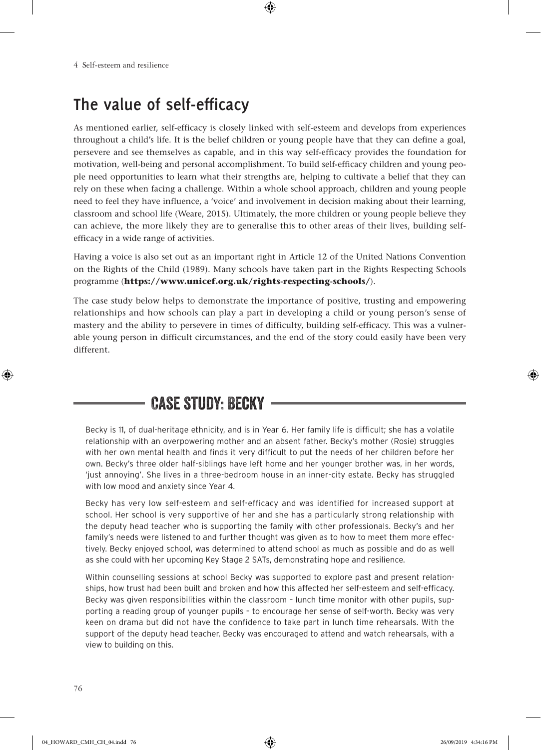## The value of self-efficacy

As mentioned earlier, self-efficacy is closely linked with self-esteem and develops from experiences throughout a child's life. It is the belief children or young people have that they can define a goal, persevere and see themselves as capable, and in this way self-efficacy provides the foundation for motivation, well-being and personal accomplishment. To build self-efficacy children and young people need opportunities to learn what their strengths are, helping to cultivate a belief that they can rely on these when facing a challenge. Within a whole school approach, children and young people need to feel they have influence, a 'voice' and involvement in decision making about their learning, classroom and school life (Weare, 2015). Ultimately, the more children or young people believe they can achieve, the more likely they are to generalise this to other areas of their lives, building self-efficacy in a wide range of activities.

Having a voice is also set out as an important right in Article 12 of the United Nations Convention on the Rights of the Child (1989). Many schools have taken part in the Rights Respecting Schools programme (**https://www.unicef.org.uk/rights-respecting-schools/**).

The case study below helps to demonstrate the importance of positive, trusting and empowering relationships and how schools can play a part in developing a child or young person's sense of mastery and the ability to persevere in times of difficulty, building self-efficacy. This was a vulnerable young person in difficult circumstances, and the end of the story could easily have been very different.

### CASE STUDY: BECKY

Becky is 11, of dual-heritage ethnicity, and is in Year 6. Her family life is difficult; she has a volatile relationship with an overpowering mother and an absent father. Becky's mother (Rosie) struggles with her own mental health and finds it very difficult to put the needs of her children before her own. Becky's three older half-siblings have left home and her younger brother was, in her words, 'just annoying'. She lives in a three-bedroom house in an inner-city estate. Becky has struggled with low mood and anxiety since Year 4.

Becky has very low self-esteem and self-efficacy and was identified for increased support at school. Her school is very supportive of her and she has a particularly strong relationship with the deputy head teacher who is supporting the family with other professionals. Becky's and her family's needs were listened to and further thought was given as to how to meet them more effectively. Becky enjoyed school, was determined to attend school as much as possible and do as well as she could with her upcoming Key Stage 2 SATs, demonstrating hope and resilience.

Within counselling sessions at school Becky was supported to explore past and present relationships, how trust had been built and broken and how this affected her self-esteem and self-efficacy. Becky was given responsibilities within the classroom – lunch time monitor with other pupils, supporting a reading group of younger pupils – to encourage her sense of self-worth. Becky was very keen on drama but did not have the confidence to take part in lunch time rehearsals. With the support of the deputy head teacher, Becky was encouraged to attend and watch rehearsals, with a view to building on this.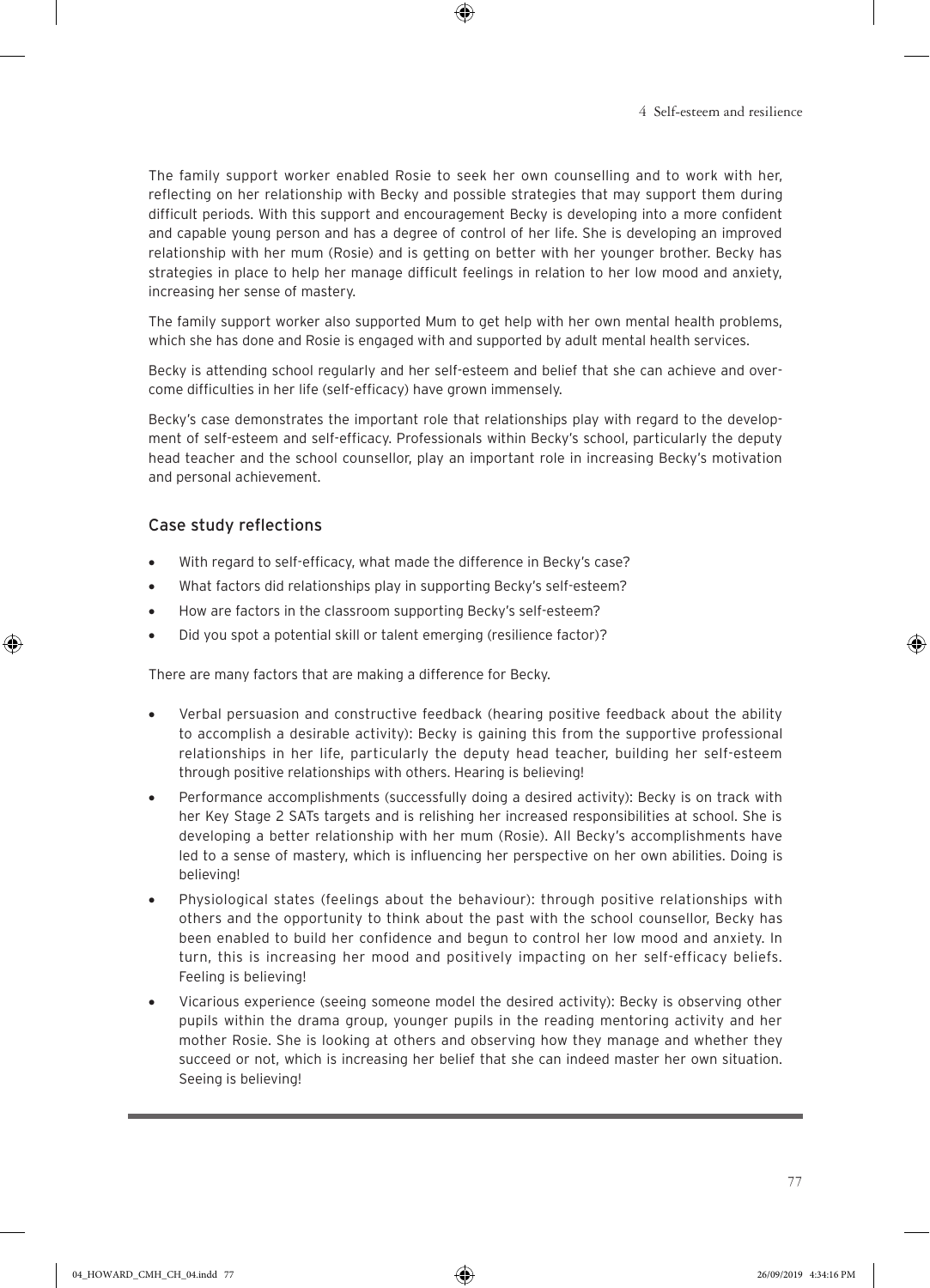The family support worker enabled Rosie to seek her own counselling and to work with her, reflecting on her relationship with Becky and possible strategies that may support them during difficult periods. With this support and encouragement Becky is developing into a more confident and capable young person and has a degree of control of her life. She is developing an improved relationship with her mum (Rosie) and is getting on better with her younger brother. Becky has strategies in place to help her manage difficult feelings in relation to her low mood and anxiety, increasing her sense of mastery.

The family support worker also supported Mum to get help with her own mental health problems, which she has done and Rosie is engaged with and supported by adult mental health services.

Becky is attending school regularly and her self-esteem and belief that she can achieve and overcome difficulties in her life (self-efficacy) have grown immensely.

Becky's case demonstrates the important role that relationships play with regard to the development of self-esteem and self-efficacy. Professionals within Becky's school, particularly the deputy head teacher and the school counsellor, play an important role in increasing Becky's motivation and personal achievement.

### Case study reflections

- With regard to self-efficacy, what made the difference in Becky's case?
- What factors did relationships play in supporting Becky's self-esteem?
- How are factors in the classroom supporting Becky's self-esteem?
- Did you spot a potential skill or talent emerging (resilience factor)?

There are many factors that are making a difference for Becky.

- Verbal persuasion and constructive feedback (hearing positive feedback about the ability to accomplish a desirable activity): Becky is gaining this from the supportive professional relationships in her life, particularly the deputy head teacher, building her self-esteem through positive relationships with others. Hearing is believing!
- Performance accomplishments (successfully doing a desired activity): Becky is on track with her Key Stage 2 SATs targets and is relishing her increased responsibilities at school. She is developing a better relationship with her mum (Rosie). All Becky's accomplishments have led to a sense of mastery, which is influencing her perspective on her own abilities. Doing is believing!
- Physiological states (feelings about the behaviour): through positive relationships with others and the opportunity to think about the past with the school counsellor, Becky has been enabled to build her confidence and begun to control her low mood and anxiety. In turn, this is increasing her mood and positively impacting on her self-efficacy beliefs. Feeling is believing!
- Vicarious experience (seeing someone model the desired activity): Becky is observing other pupils within the drama group, younger pupils in the reading mentoring activity and her mother Rosie. She is looking at others and observing how they manage and whether they succeed or not, which is increasing her belief that she can indeed master her own situation. Seeing is believing!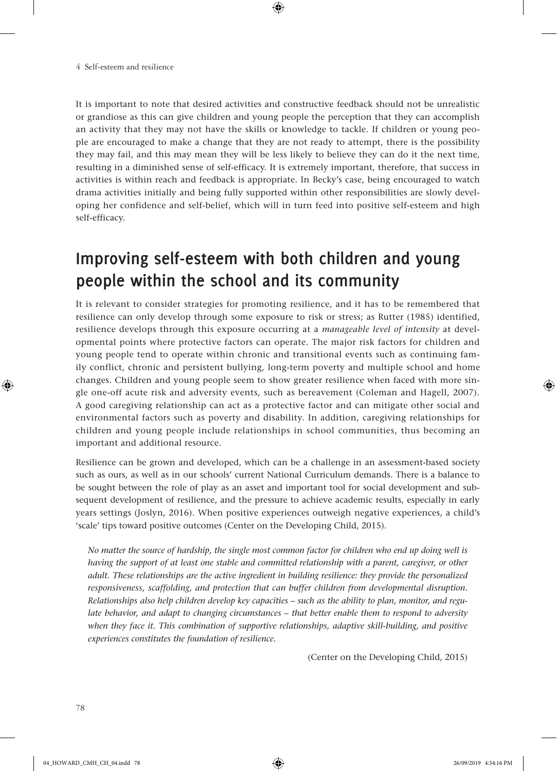It is important to note that desired activities and constructive feedback should not be unrealistic or grandiose as this can give children and young people the perception that they can accomplish an activity that they may not have the skills or knowledge to tackle. If children or young people are encouraged to make a change that they are not ready to attempt, there is the possibility they may fail, and this may mean they will be less likely to believe they can do it the next time, resulting in a diminished sense of self-efficacy. It is extremely important, therefore, that success in activities is within reach and feedback is appropriate. In Becky's case, being encouraged to watch drama activities initially and being fully supported within other responsibilities are slowly developing her confidence and self-belief, which will in turn feed into positive self-esteem and high self-efficacy.

## Improving self-esteem with both children and young people within the school and its community

It is relevant to consider strategies for promoting resilience, and it has to be remembered that resilience can only develop through some exposure to risk or stress; as Rutter (1985) identified, resilience develops through this exposure occurring at a *manageable level of intensity* at developmental points where protective factors can operate. The major risk factors for children and young people tend to operate within chronic and transitional events such as continuing family conflict, chronic and persistent bullying, long-term poverty and multiple school and home changes. Children and young people seem to show greater resilience when faced with more single one-off acute risk and adversity events, such as bereavement (Coleman and Hagell, 2007). A good caregiving relationship can act as a protective factor and can mitigate other social and environmental factors such as poverty and disability. In addition, caregiving relationships for children and young people include relationships in school communities, thus becoming an important and additional resource.

Resilience can be grown and developed, which can be a challenge in an assessment-based society such as ours, as well as in our schools' current National Curriculum demands. There is a balance to be sought between the role of play as an asset and important tool for social development and subsequent development of resilience, and the pressure to achieve academic results, especially in early years settings (Joslyn, 2016). When positive experiences outweigh negative experiences, a child's 'scale' tips toward positive outcomes (Center on the Developing Child, 2015).

> *No matter the source of hardship, the single most common factor for children who end up doing well is having the support of at least one stable and committed relationship with a parent, caregiver, or other adult. These relationships are the active ingredient in building resilience: they provide the personalized responsiveness, scaffolding, and protection that can buffer children from developmental disruption. Relationships also help children develop key capacities – such as the ability to plan, monitor, and regulate behavior, and adapt to changing circumstances – that better enable them to respond to adversity when they face it. This combination of supportive relationships, adaptive skill-building, and positive experiences constitutes the foundation of resilience.*
>
> (Center on the Developing Child, 2015)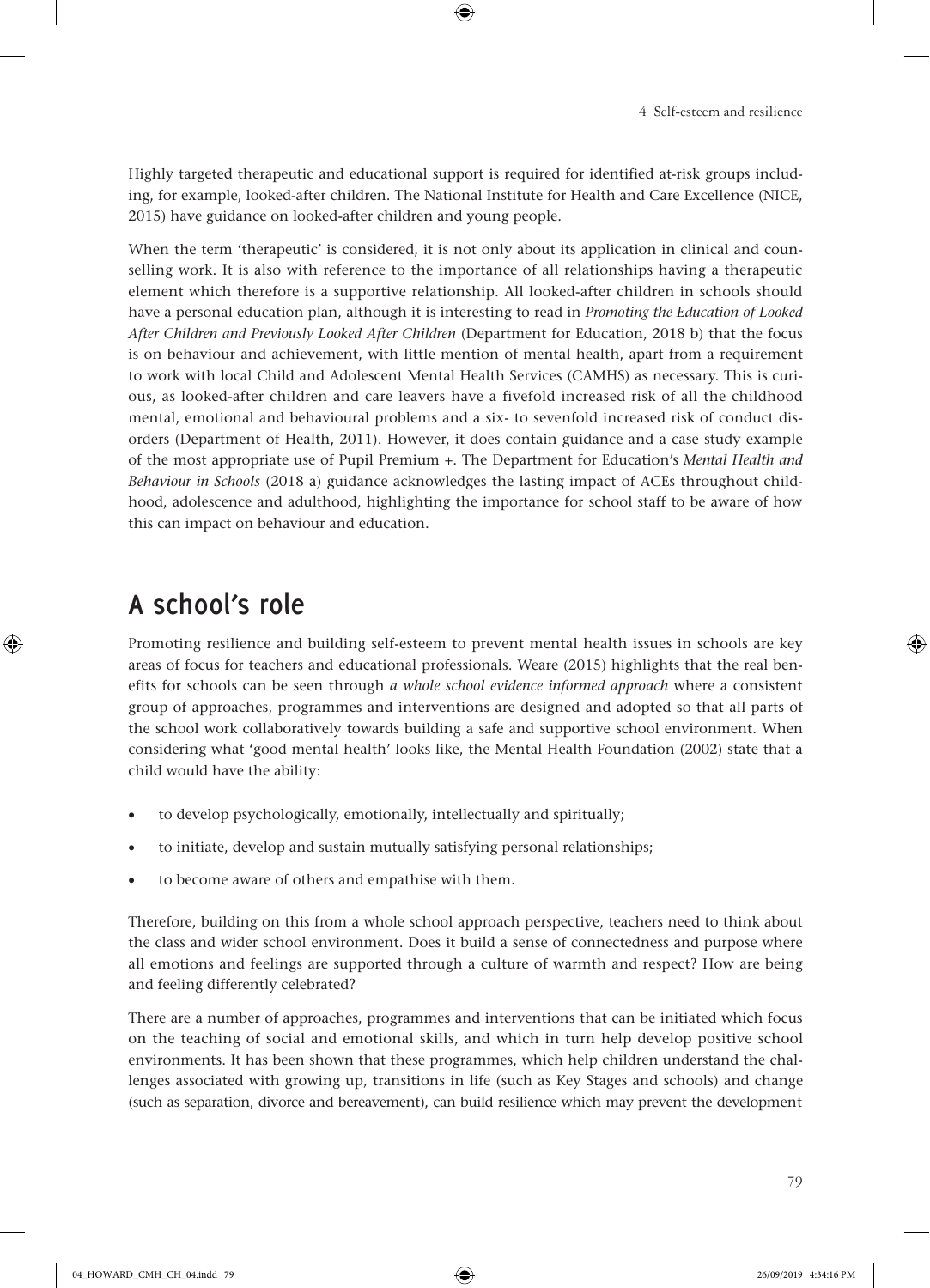Highly targeted therapeutic and educational support is required for identified at-risk groups including, for example, looked-after children. The National Institute for Health and Care Excellence (NICE, 2015) have guidance on looked-after children and young people.

When the term 'therapeutic' is considered, it is not only about its application in clinical and counselling work. It is also with reference to the importance of all relationships having a therapeutic element which therefore is a supportive relationship. All looked-after children in schools should have a personal education plan, although it is interesting to read in *Promoting the Education of Looked After Children and Previously Looked After Children* (Department for Education, 2018 b) that the focus is on behaviour and achievement, with little mention of mental health, apart from a requirement to work with local Child and Adolescent Mental Health Services (CAMHS) as necessary. This is curious, as looked-after children and care leavers have a fivefold increased risk of all the childhood mental, emotional and behavioural problems and a six- to sevenfold increased risk of conduct disorders (Department of Health, 2011). However, it does contain guidance and a case study example of the most appropriate use of Pupil Premium +. The Department for Education's *Mental Health and Behaviour in Schools* (2018 a) guidance acknowledges the lasting impact of ACEs throughout childhood, adolescence and adulthood, highlighting the importance for school staff to be aware of how this can impact on behaviour and education.

## A school's role

Promoting resilience and building self-esteem to prevent mental health issues in schools are key areas of focus for teachers and educational professionals. Weare (2015) highlights that the real benefits for schools can be seen through *a whole school evidence informed approach* where a consistent group of approaches, programmes and interventions are designed and adopted so that all parts of the school work collaboratively towards building a safe and supportive school environment. When considering what 'good mental health' looks like, the Mental Health Foundation (2002) state that a child would have the ability:

- to develop psychologically, emotionally, intellectually and spiritually;
- to initiate, develop and sustain mutually satisfying personal relationships;
- to become aware of others and empathise with them.

Therefore, building on this from a whole school approach perspective, teachers need to think about the class and wider school environment. Does it build a sense of connectedness and purpose where all emotions and feelings are supported through a culture of warmth and respect? How are being and feeling differently celebrated?

There are a number of approaches, programmes and interventions that can be initiated which focus on the teaching of social and emotional skills, and which in turn help develop positive school environments. It has been shown that these programmes, which help children understand the challenges associated with growing up, transitions in life (such as Key Stages and schools) and change (such as separation, divorce and bereavement), can build resilience which may prevent the development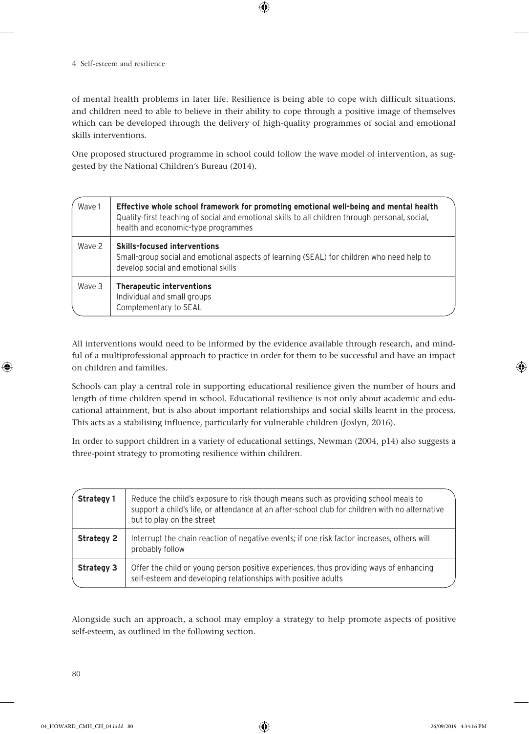of mental health problems in later life. Resilience is being able to cope with difficult situations, and children need to able to believe in their ability to cope through a positive image of themselves which can be developed through the delivery of high-quality programmes of social and emotional skills interventions.

One proposed structured programme in school could follow the wave model of intervention, as suggested by the National Children's Bureau (2014).

| | |
|---|---|
| Wave 1 | **Effective whole school framework for promoting emotional well-being and mental health**<br>Quality-first teaching of social and emotional skills to all children through personal, social, health and economic-type programmes |
| Wave 2 | **Skills-focused interventions**<br>Small-group social and emotional aspects of learning (SEAL) for children who need help to develop social and emotional skills |
| Wave 3 | **Therapeutic interventions**<br>Individual and small groups<br>Complementary to SEAL |

All interventions would need to be informed by the evidence available through research, and mindful of a multiprofessional approach to practice in order for them to be successful and have an impact on children and families.

Schools can play a central role in supporting educational resilience given the number of hours and length of time children spend in school. Educational resilience is not only about academic and educational attainment, but is also about important relationships and social skills learnt in the process. This acts as a stabilising influence, particularly for vulnerable children (Joslyn, 2016).

In order to support children in a variety of educational settings, Newman (2004, p14) also suggests a three-point strategy to promoting resilience within children.

| | |
|---|---|
| **Strategy 1** | Reduce the child's exposure to risk though means such as providing school meals to support a child's life, or attendance at an after-school club for children with no alternative but to play on the street |
| **Strategy 2** | Interrupt the chain reaction of negative events; if one risk factor increases, others will probably follow |
| **Strategy 3** | Offer the child or young person positive experiences, thus providing ways of enhancing self-esteem and developing relationships with positive adults |

Alongside such an approach, a school may employ a strategy to help promote aspects of positive self-esteem, as outlined in the following section.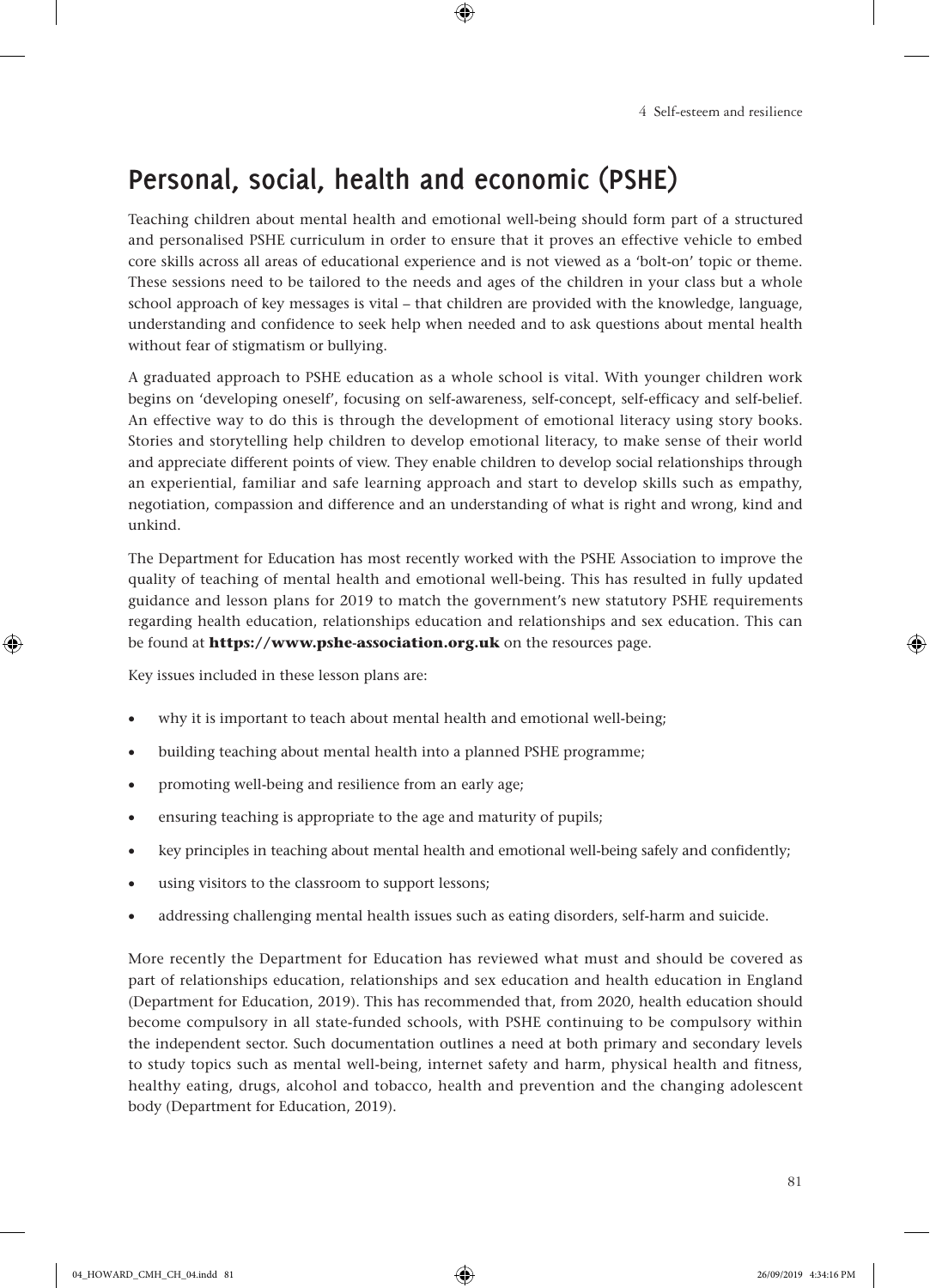## Personal, social, health and economic (PSHE)

Teaching children about mental health and emotional well-being should form part of a structured and personalised PSHE curriculum in order to ensure that it proves an effective vehicle to embed core skills across all areas of educational experience and is not viewed as a 'bolt-on' topic or theme. These sessions need to be tailored to the needs and ages of the children in your class but a whole school approach of key messages is vital – that children are provided with the knowledge, language, understanding and confidence to seek help when needed and to ask questions about mental health without fear of stigmatism or bullying.

A graduated approach to PSHE education as a whole school is vital. With younger children work begins on 'developing oneself', focusing on self-awareness, self-concept, self-efficacy and self-belief. An effective way to do this is through the development of emotional literacy using story books. Stories and storytelling help children to develop emotional literacy, to make sense of their world and appreciate different points of view. They enable children to develop social relationships through an experiential, familiar and safe learning approach and start to develop skills such as empathy, negotiation, compassion and difference and an understanding of what is right and wrong, kind and unkind.

The Department for Education has most recently worked with the PSHE Association to improve the quality of teaching of mental health and emotional well-being. This has resulted in fully updated guidance and lesson plans for 2019 to match the government's new statutory PSHE requirements regarding health education, relationships education and relationships and sex education. This can be found at **https://www.pshe-association.org.uk** on the resources page.

Key issues included in these lesson plans are:

- why it is important to teach about mental health and emotional well-being;
- building teaching about mental health into a planned PSHE programme;
- promoting well-being and resilience from an early age;
- ensuring teaching is appropriate to the age and maturity of pupils;
- key principles in teaching about mental health and emotional well-being safely and confidently;
- using visitors to the classroom to support lessons;
- addressing challenging mental health issues such as eating disorders, self-harm and suicide.

More recently the Department for Education has reviewed what must and should be covered as part of relationships education, relationships and sex education and health education in England (Department for Education, 2019). This has recommended that, from 2020, health education should become compulsory in all state-funded schools, with PSHE continuing to be compulsory within the independent sector. Such documentation outlines a need at both primary and secondary levels to study topics such as mental well-being, internet safety and harm, physical health and fitness, healthy eating, drugs, alcohol and tobacco, health and prevention and the changing adolescent body (Department for Education, 2019).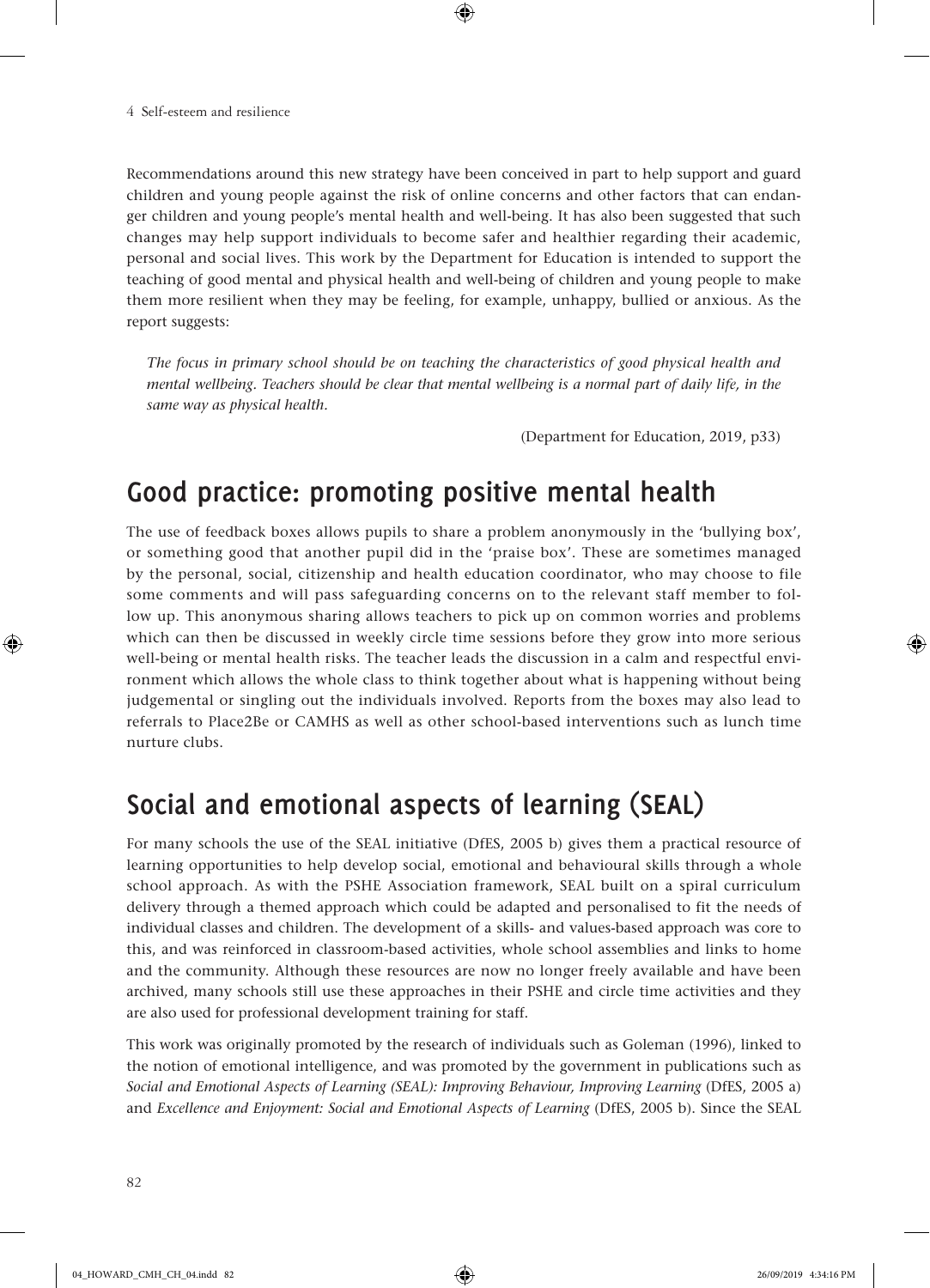Recommendations around this new strategy have been conceived in part to help support and guard children and young people against the risk of online concerns and other factors that can endanger children and young people's mental health and well-being. It has also been suggested that such changes may help support individuals to become safer and healthier regarding their academic, personal and social lives. This work by the Department for Education is intended to support the teaching of good mental and physical health and well-being of children and young people to make them more resilient when they may be feeling, for example, unhappy, bullied or anxious. As the report suggests:

> *The focus in primary school should be on teaching the characteristics of good physical health and mental wellbeing. Teachers should be clear that mental wellbeing is a normal part of daily life, in the same way as physical health.*
>
> (Department for Education, 2019, p33)

## Good practice: promoting positive mental health

The use of feedback boxes allows pupils to share a problem anonymously in the 'bullying box', or something good that another pupil did in the 'praise box'. These are sometimes managed by the personal, social, citizenship and health education coordinator, who may choose to file some comments and will pass safeguarding concerns on to the relevant staff member to follow up. This anonymous sharing allows teachers to pick up on common worries and problems which can then be discussed in weekly circle time sessions before they grow into more serious well-being or mental health risks. The teacher leads the discussion in a calm and respectful environment which allows the whole class to think together about what is happening without being judgemental or singling out the individuals involved. Reports from the boxes may also lead to referrals to Place2Be or CAMHS as well as other school-based interventions such as lunch time nurture clubs.

## Social and emotional aspects of learning (SEAL)

For many schools the use of the SEAL initiative (DfES, 2005 b) gives them a practical resource of learning opportunities to help develop social, emotional and behavioural skills through a whole school approach. As with the PSHE Association framework, SEAL built on a spiral curriculum delivery through a themed approach which could be adapted and personalised to fit the needs of individual classes and children. The development of a skills- and values-based approach was core to this, and was reinforced in classroom-based activities, whole school assemblies and links to home and the community. Although these resources are now no longer freely available and have been archived, many schools still use these approaches in their PSHE and circle time activities and they are also used for professional development training for staff.

This work was originally promoted by the research of individuals such as Goleman (1996), linked to the notion of emotional intelligence, and was promoted by the government in publications such as *Social and Emotional Aspects of Learning (SEAL): Improving Behaviour, Improving Learning* (DfES, 2005 a) and *Excellence and Enjoyment: Social and Emotional Aspects of Learning* (DfES, 2005 b). Since the SEAL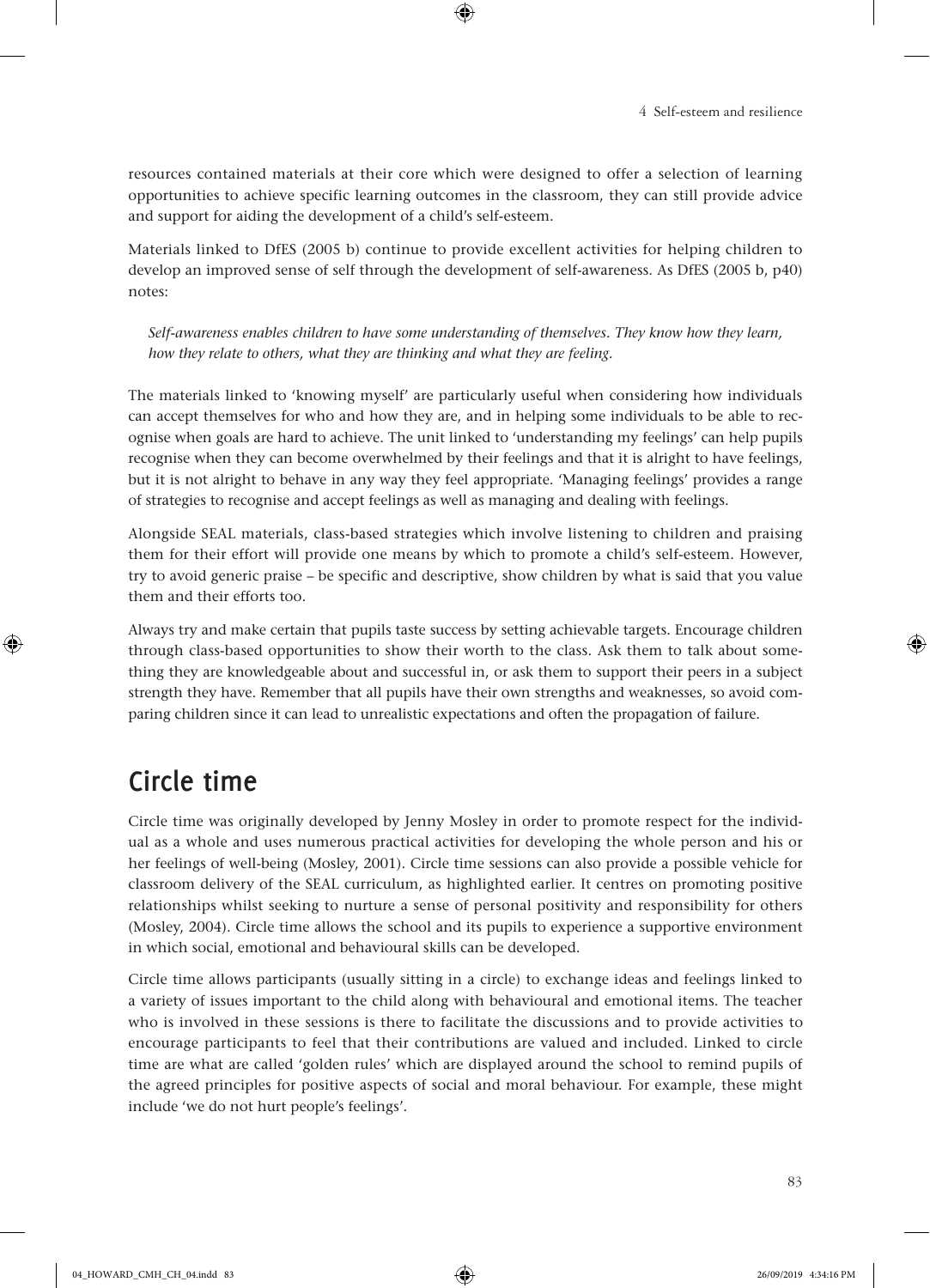resources contained materials at their core which were designed to offer a selection of learning opportunities to achieve specific learning outcomes in the classroom, they can still provide advice and support for aiding the development of a child's self-esteem.

Materials linked to DfES (2005 b) continue to provide excellent activities for helping children to develop an improved sense of self through the development of self-awareness. As DfES (2005 b, p40) notes:

> *Self-awareness enables children to have some understanding of themselves. They know how they learn, how they relate to others, what they are thinking and what they are feeling.*

The materials linked to 'knowing myself' are particularly useful when considering how individuals can accept themselves for who and how they are, and in helping some individuals to be able to recognise when goals are hard to achieve. The unit linked to 'understanding my feelings' can help pupils recognise when they can become overwhelmed by their feelings and that it is alright to have feelings, but it is not alright to behave in any way they feel appropriate. 'Managing feelings' provides a range of strategies to recognise and accept feelings as well as managing and dealing with feelings.

Alongside SEAL materials, class-based strategies which involve listening to children and praising them for their effort will provide one means by which to promote a child's self-esteem. However, try to avoid generic praise – be specific and descriptive, show children by what is said that you value them and their efforts too.

Always try and make certain that pupils taste success by setting achievable targets. Encourage children through class-based opportunities to show their worth to the class. Ask them to talk about something they are knowledgeable about and successful in, or ask them to support their peers in a subject strength they have. Remember that all pupils have their own strengths and weaknesses, so avoid comparing children since it can lead to unrealistic expectations and often the propagation of failure.

## Circle time

Circle time was originally developed by Jenny Mosley in order to promote respect for the individual as a whole and uses numerous practical activities for developing the whole person and his or her feelings of well-being (Mosley, 2001). Circle time sessions can also provide a possible vehicle for classroom delivery of the SEAL curriculum, as highlighted earlier. It centres on promoting positive relationships whilst seeking to nurture a sense of personal positivity and responsibility for others (Mosley, 2004). Circle time allows the school and its pupils to experience a supportive environment in which social, emotional and behavioural skills can be developed.

Circle time allows participants (usually sitting in a circle) to exchange ideas and feelings linked to a variety of issues important to the child along with behavioural and emotional items. The teacher who is involved in these sessions is there to facilitate the discussions and to provide activities to encourage participants to feel that their contributions are valued and included. Linked to circle time are what are called 'golden rules' which are displayed around the school to remind pupils of the agreed principles for positive aspects of social and moral behaviour. For example, these might include 'we do not hurt people's feelings'.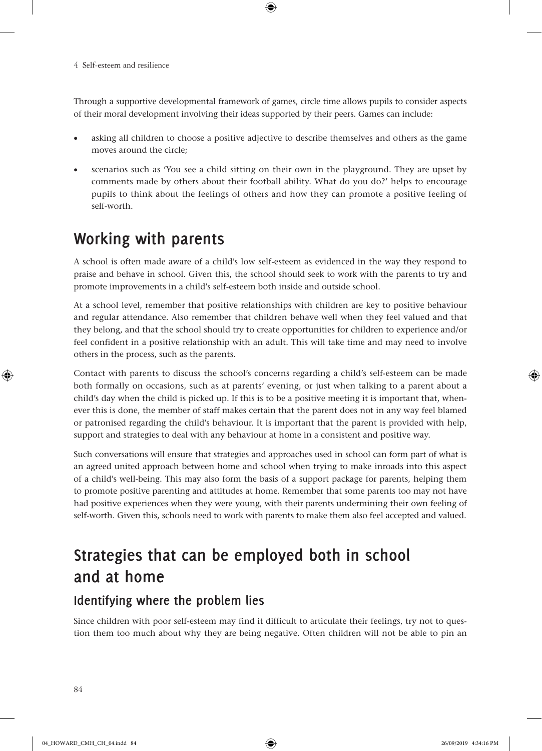Through a supportive developmental framework of games, circle time allows pupils to consider aspects of their moral development involving their ideas supported by their peers. Games can include:

- asking all children to choose a positive adjective to describe themselves and others as the game moves around the circle;
- scenarios such as 'You see a child sitting on their own in the playground. They are upset by comments made by others about their football ability. What do you do?' helps to encourage pupils to think about the feelings of others and how they can promote a positive feeling of self-worth.

## Working with parents

A school is often made aware of a child's low self-esteem as evidenced in the way they respond to praise and behave in school. Given this, the school should seek to work with the parents to try and promote improvements in a child's self-esteem both inside and outside school.

At a school level, remember that positive relationships with children are key to positive behaviour and regular attendance. Also remember that children behave well when they feel valued and that they belong, and that the school should try to create opportunities for children to experience and/or feel confident in a positive relationship with an adult. This will take time and may need to involve others in the process, such as the parents.

Contact with parents to discuss the school's concerns regarding a child's self-esteem can be made both formally on occasions, such as at parents' evening, or just when talking to a parent about a child's day when the child is picked up. If this is to be a positive meeting it is important that, whenever this is done, the member of staff makes certain that the parent does not in any way feel blamed or patronised regarding the child's behaviour. It is important that the parent is provided with help, support and strategies to deal with any behaviour at home in a consistent and positive way.

Such conversations will ensure that strategies and approaches used in school can form part of what is an agreed united approach between home and school when trying to make inroads into this aspect of a child's well-being. This may also form the basis of a support package for parents, helping them to promote positive parenting and attitudes at home. Remember that some parents too may not have had positive experiences when they were young, with their parents undermining their own feeling of self-worth. Given this, schools need to work with parents to make them also feel accepted and valued.

## Strategies that can be employed both in school and at home

### Identifying where the problem lies

Since children with poor self-esteem may find it difficult to articulate their feelings, try not to question them too much about why they are being negative. Often children will not be able to pin an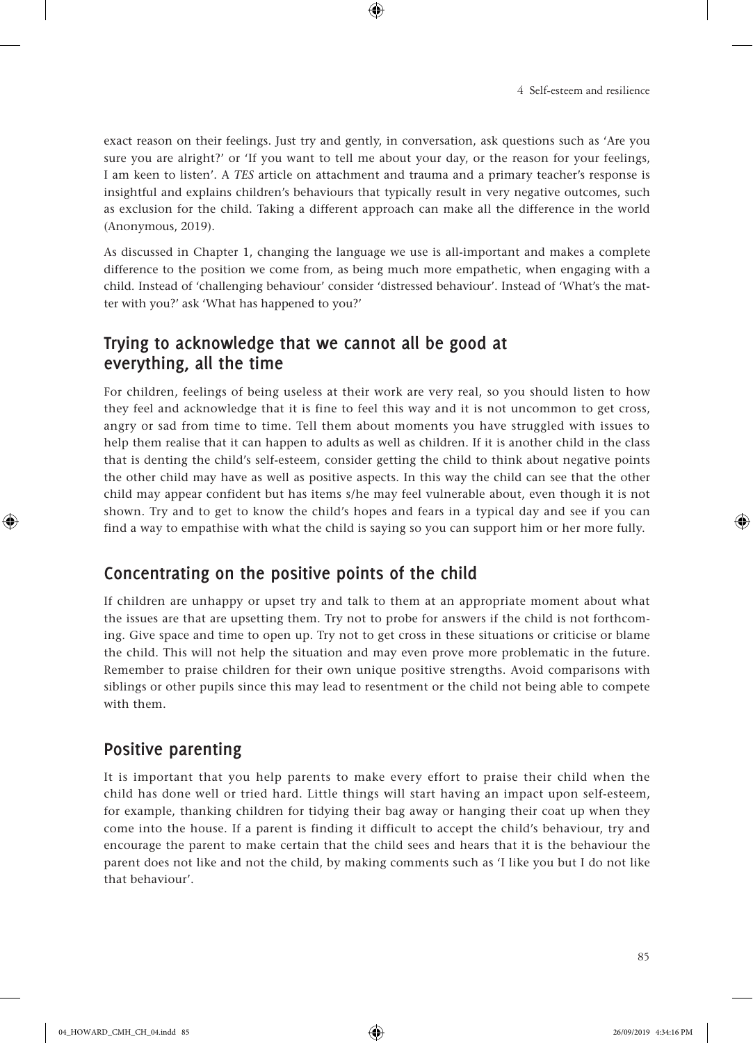exact reason on their feelings. Just try and gently, in conversation, ask questions such as 'Are you sure you are alright?' or 'If you want to tell me about your day, or the reason for your feelings, I am keen to listen'. A *TES* article on attachment and trauma and a primary teacher's response is insightful and explains children's behaviours that typically result in very negative outcomes, such as exclusion for the child. Taking a different approach can make all the difference in the world (Anonymous, 2019).

As discussed in Chapter 1, changing the language we use is all-important and makes a complete difference to the position we come from, as being much more empathetic, when engaging with a child. Instead of 'challenging behaviour' consider 'distressed behaviour'. Instead of 'What's the matter with you?' ask 'What has happened to you?'

## Trying to acknowledge that we cannot all be good at everything, all the time

For children, feelings of being useless at their work are very real, so you should listen to how they feel and acknowledge that it is fine to feel this way and it is not uncommon to get cross, angry or sad from time to time. Tell them about moments you have struggled with issues to help them realise that it can happen to adults as well as children. If it is another child in the class that is denting the child's self-esteem, consider getting the child to think about negative points the other child may have as well as positive aspects. In this way the child can see that the other child may appear confident but has items s/he may feel vulnerable about, even though it is not shown. Try and to get to know the child's hopes and fears in a typical day and see if you can find a way to empathise with what the child is saying so you can support him or her more fully.

## Concentrating on the positive points of the child

If children are unhappy or upset try and talk to them at an appropriate moment about what the issues are that are upsetting them. Try not to probe for answers if the child is not forthcoming. Give space and time to open up. Try not to get cross in these situations or criticise or blame the child. This will not help the situation and may even prove more problematic in the future. Remember to praise children for their own unique positive strengths. Avoid comparisons with siblings or other pupils since this may lead to resentment or the child not being able to compete with them.

## Positive parenting

It is important that you help parents to make every effort to praise their child when the child has done well or tried hard. Little things will start having an impact upon self-esteem, for example, thanking children for tidying their bag away or hanging their coat up when they come into the house. If a parent is finding it difficult to accept the child's behaviour, try and encourage the parent to make certain that the child sees and hears that it is the behaviour the parent does not like and not the child, by making comments such as 'I like you but I do not like that behaviour'.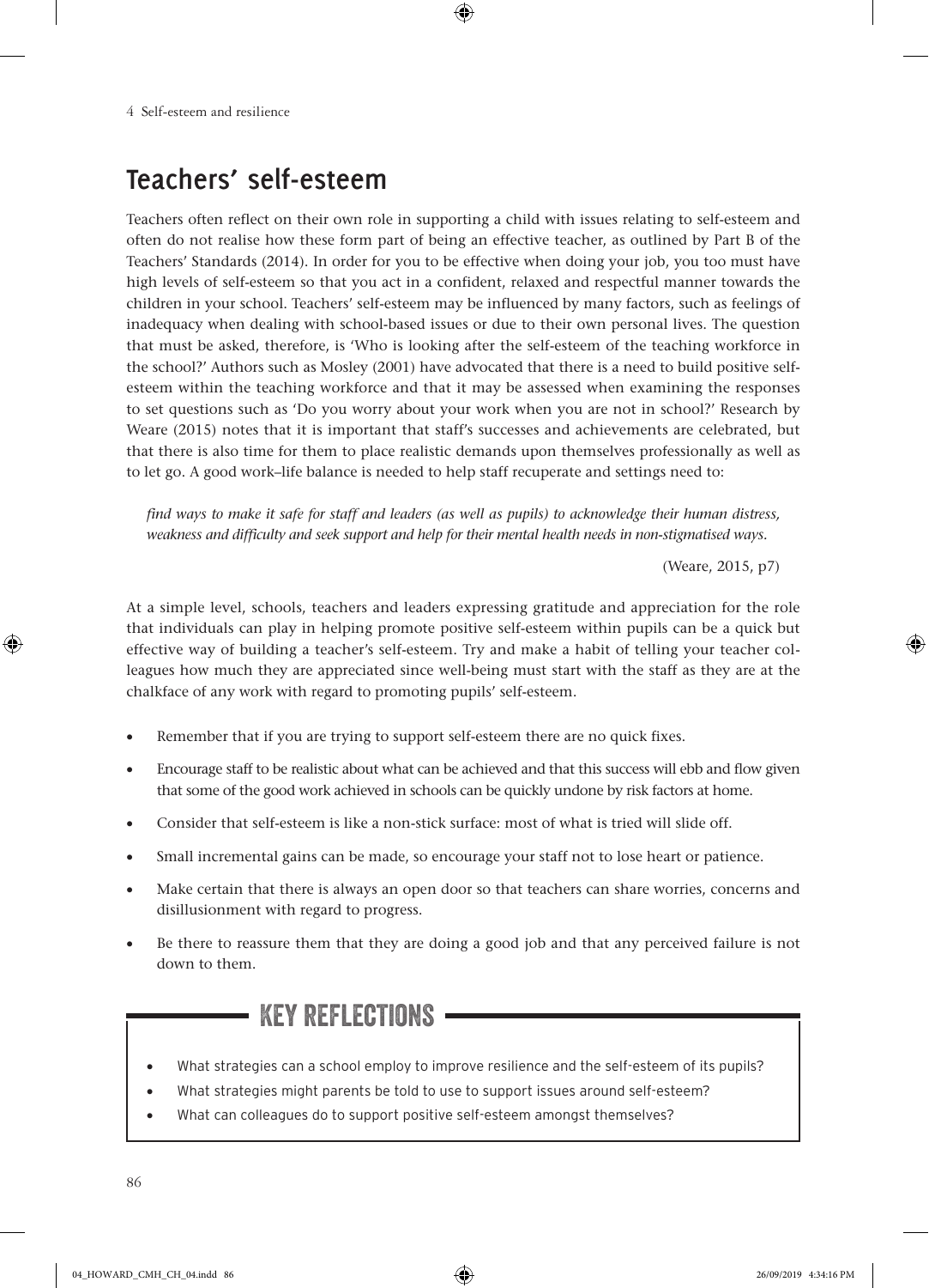## Teachers' self-esteem

Teachers often reflect on their own role in supporting a child with issues relating to self-esteem and often do not realise how these form part of being an effective teacher, as outlined by Part B of the Teachers' Standards (2014). In order for you to be effective when doing your job, you too must have high levels of self-esteem so that you act in a confident, relaxed and respectful manner towards the children in your school. Teachers' self-esteem may be influenced by many factors, such as feelings of inadequacy when dealing with school-based issues or due to their own personal lives. The question that must be asked, therefore, is 'Who is looking after the self-esteem of the teaching workforce in the school?' Authors such as Mosley (2001) have advocated that there is a need to build positive self-esteem within the teaching workforce and that it may be assessed when examining the responses to set questions such as 'Do you worry about your work when you are not in school?' Research by Weare (2015) notes that it is important that staff's successes and achievements are celebrated, but that there is also time for them to place realistic demands upon themselves professionally as well as to let go. A good work–life balance is needed to help staff recuperate and settings need to:

> *find ways to make it safe for staff and leaders (as well as pupils) to acknowledge their human distress, weakness and difficulty and seek support and help for their mental health needs in non-stigmatised ways.*
>
> (Weare, 2015, p7)

At a simple level, schools, teachers and leaders expressing gratitude and appreciation for the role that individuals can play in helping promote positive self-esteem within pupils can be a quick but effective way of building a teacher's self-esteem. Try and make a habit of telling your teacher colleagues how much they are appreciated since well-being must start with the staff as they are at the chalkface of any work with regard to promoting pupils' self-esteem.

- Remember that if you are trying to support self-esteem there are no quick fixes.
- Encourage staff to be realistic about what can be achieved and that this success will ebb and flow given that some of the good work achieved in schools can be quickly undone by risk factors at home.
- Consider that self-esteem is like a non-stick surface: most of what is tried will slide off.
- Small incremental gains can be made, so encourage your staff not to lose heart or patience.
- Make certain that there is always an open door so that teachers can share worries, concerns and disillusionment with regard to progress.
- Be there to reassure them that they are doing a good job and that any perceived failure is not down to them.

### KEY REFLECTIONS

- What strategies can a school employ to improve resilience and the self-esteem of its pupils?
- What strategies might parents be told to use to support issues around self-esteem?
- What can colleagues do to support positive self-esteem amongst themselves?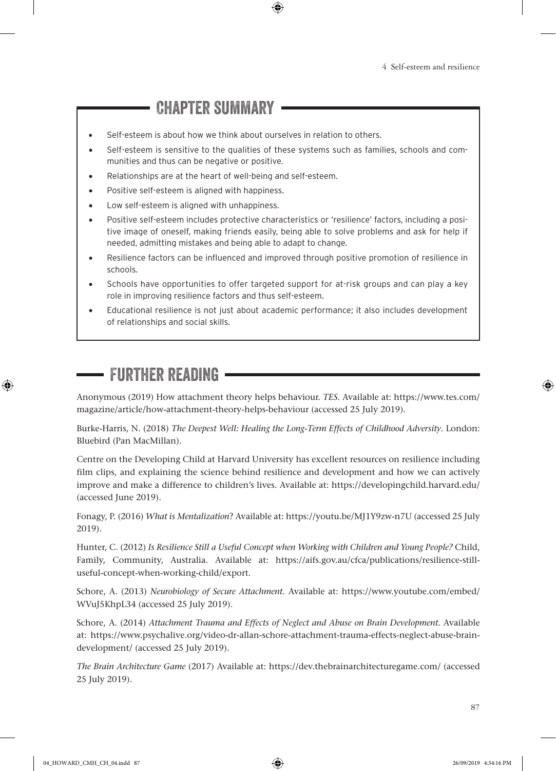## CHAPTER SUMMARY

- Self-esteem is about how we think about ourselves in relation to others.
- Self-esteem is sensitive to the qualities of these systems such as families, schools and communities and thus can be negative or positive.
- Relationships are at the heart of well-being and self-esteem.
- Positive self-esteem is aligned with happiness.
- Low self-esteem is aligned with unhappiness.
- Positive self-esteem includes protective characteristics or 'resilience' factors, including a positive image of oneself, making friends easily, being able to solve problems and ask for help if needed, admitting mistakes and being able to adapt to change.
- Resilience factors can be influenced and improved through positive promotion of resilience in schools.
- Schools have opportunities to offer targeted support for at-risk groups and can play a key role in improving resilience factors and thus self-esteem.
- Educational resilience is not just about academic performance; it also includes development of relationships and social skills.

## FURTHER READING

Anonymous (2019) How attachment theory helps behaviour. *TES*. Available at: https://www.tes.com/magazine/article/how-attachment-theory-helps-behaviour (accessed 25 July 2019).

Burke-Harris, N. (2018) *The Deepest Well: Healing the Long-Term Effects of Childhood Adversity*. London: Bluebird (Pan MacMillan).

Centre on the Developing Child at Harvard University has excellent resources on resilience including film clips, and explaining the science behind resilience and development and how we can actively improve and make a difference to children's lives. Available at: https://developingchild.harvard.edu/ (accessed June 2019).

Fonagy, P. (2016) *What is Mentalization*? Available at: https://youtu.be/MJ1Y9zw-n7U (accessed 25 July 2019).

Hunter, C. (2012) *Is Resilience Still a Useful Concept when Working with Children and Young People?* Child, Family, Community, Australia. Available at: https://aifs.gov.au/cfca/publications/resilience-still-useful-concept-when-working-child/export.

Schore, A. (2013) *Neurobiology of Secure Attachment*. Available at: https://www.youtube.com/embed/WVuJ5KhpL34 (accessed 25 July 2019).

Schore, A. (2014) *Attachment Trauma and Effects of Neglect and Abuse on Brain Development*. Available at: https://www.psychalive.org/video-dr-allan-schore-attachment-trauma-effects-neglect-abuse-brain-development/ (accessed 25 July 2019).

*The Brain Architecture Game* (2017) Available at: https://dev.thebrainarchitecturegame.com/ (accessed 25 July 2019).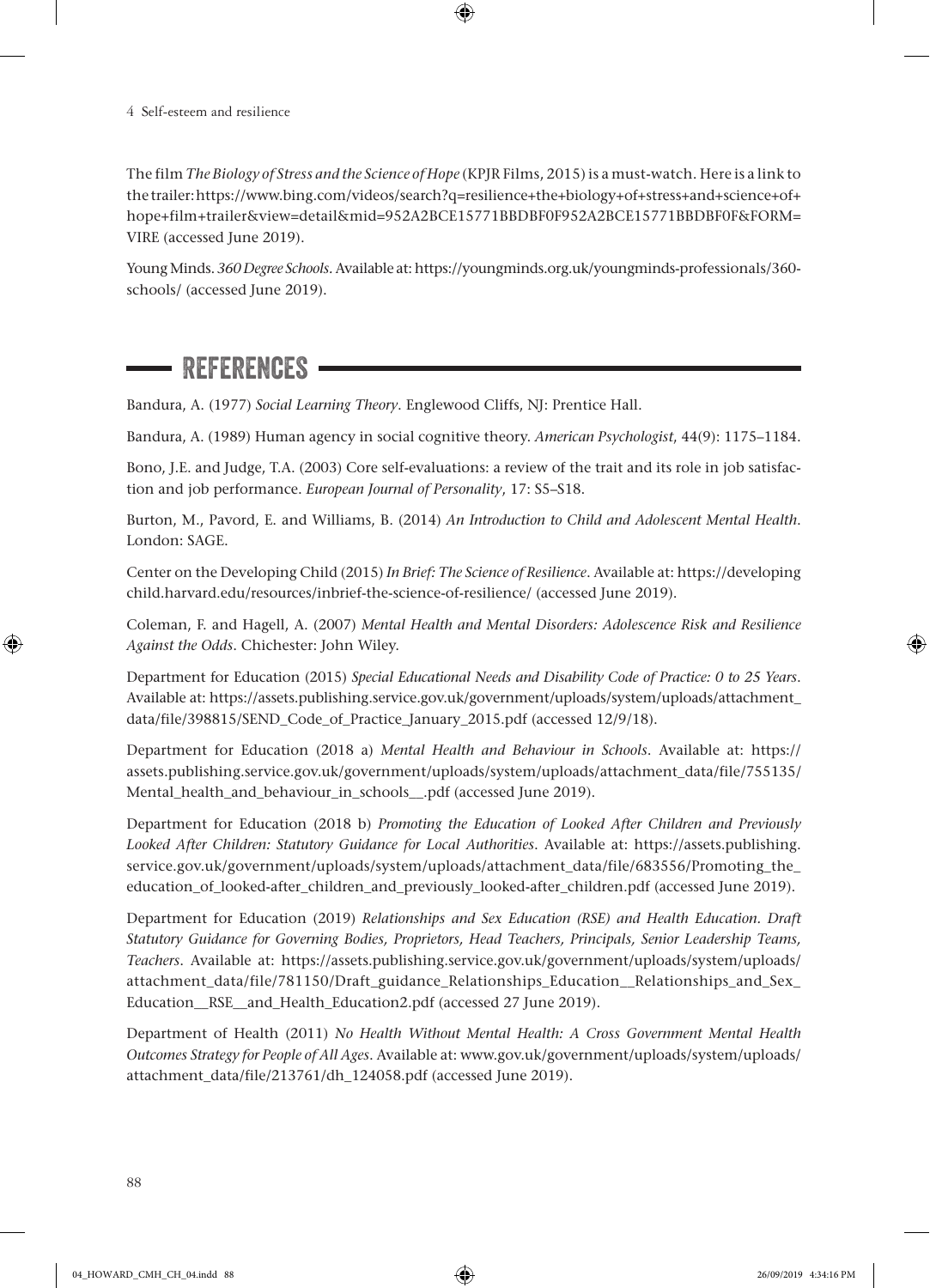The film *The Biology of Stress and the Science of Hope* (KPJR Films, 2015) is a must-watch. Here is a link to the trailer: https://www.bing.com/videos/search?q=resilience+the+biology+of+stress+and+science+of+hope+film+trailer&view=detail&mid=952A2BCE15771BBDBF0F952A2BCE15771BBDBF0F&FORM=VIRE (accessed June 2019).

Young Minds. *360 Degree Schools.* Available at: https://youngminds.org.uk/youngminds-professionals/360-schools/ (accessed June 2019).

## REFERENCES

Bandura, A. (1977) *Social Learning Theory*. Englewood Cliffs, NJ: Prentice Hall.

Bandura, A. (1989) Human agency in social cognitive theory. *American Psychologist*, 44(9): 1175–1184.

Bono, J.E. and Judge, T.A. (2003) Core self-evaluations: a review of the trait and its role in job satisfaction and job performance. *European Journal of Personality*, 17: S5–S18.

Burton, M., Pavord, E. and Williams, B. (2014) *An Introduction to Child and Adolescent Mental Health*. London: SAGE.

Center on the Developing Child (2015) *In Brief: The Science of Resilience*. Available at: https://developingchild.harvard.edu/resources/inbrief-the-science-of-resilience/ (accessed June 2019).

Coleman, F. and Hagell, A. (2007) *Mental Health and Mental Disorders: Adolescence Risk and Resilience Against the Odds*. Chichester: John Wiley.

Department for Education (2015) *Special Educational Needs and Disability Code of Practice: 0 to 25 Years*. Available at: https://assets.publishing.service.gov.uk/government/uploads/system/uploads/attachment_data/file/398815/SEND_Code_of_Practice_January_2015.pdf (accessed 12/9/18).

Department for Education (2018 a) *Mental Health and Behaviour in Schools*. Available at: https://assets.publishing.service.gov.uk/government/uploads/system/uploads/attachment_data/file/755135/Mental_health_and_behaviour_in_schools__.pdf (accessed June 2019).

Department for Education (2018 b) *Promoting the Education of Looked After Children and Previously Looked After Children: Statutory Guidance for Local Authorities*. Available at: https://assets.publishing.service.gov.uk/government/uploads/system/uploads/attachment_data/file/683556/Promoting_the_education_of_looked-after_children_and_previously_looked-after_children.pdf (accessed June 2019).

Department for Education (2019) *Relationships and Sex Education (RSE) and Health Education. Draft Statutory Guidance for Governing Bodies, Proprietors, Head Teachers, Principals, Senior Leadership Teams, Teachers*. Available at: https://assets.publishing.service.gov.uk/government/uploads/system/uploads/attachment_data/file/781150/Draft_guidance_Relationships_Education__Relationships_and_Sex_Education__RSE__and_Health_Education2.pdf (accessed 27 June 2019).

Department of Health (2011) *No Health Without Mental Health: A Cross Government Mental Health Outcomes Strategy for People of All Ages*. Available at: www.gov.uk/government/uploads/system/uploads/attachment_data/file/213761/dh_124058.pdf (accessed June 2019).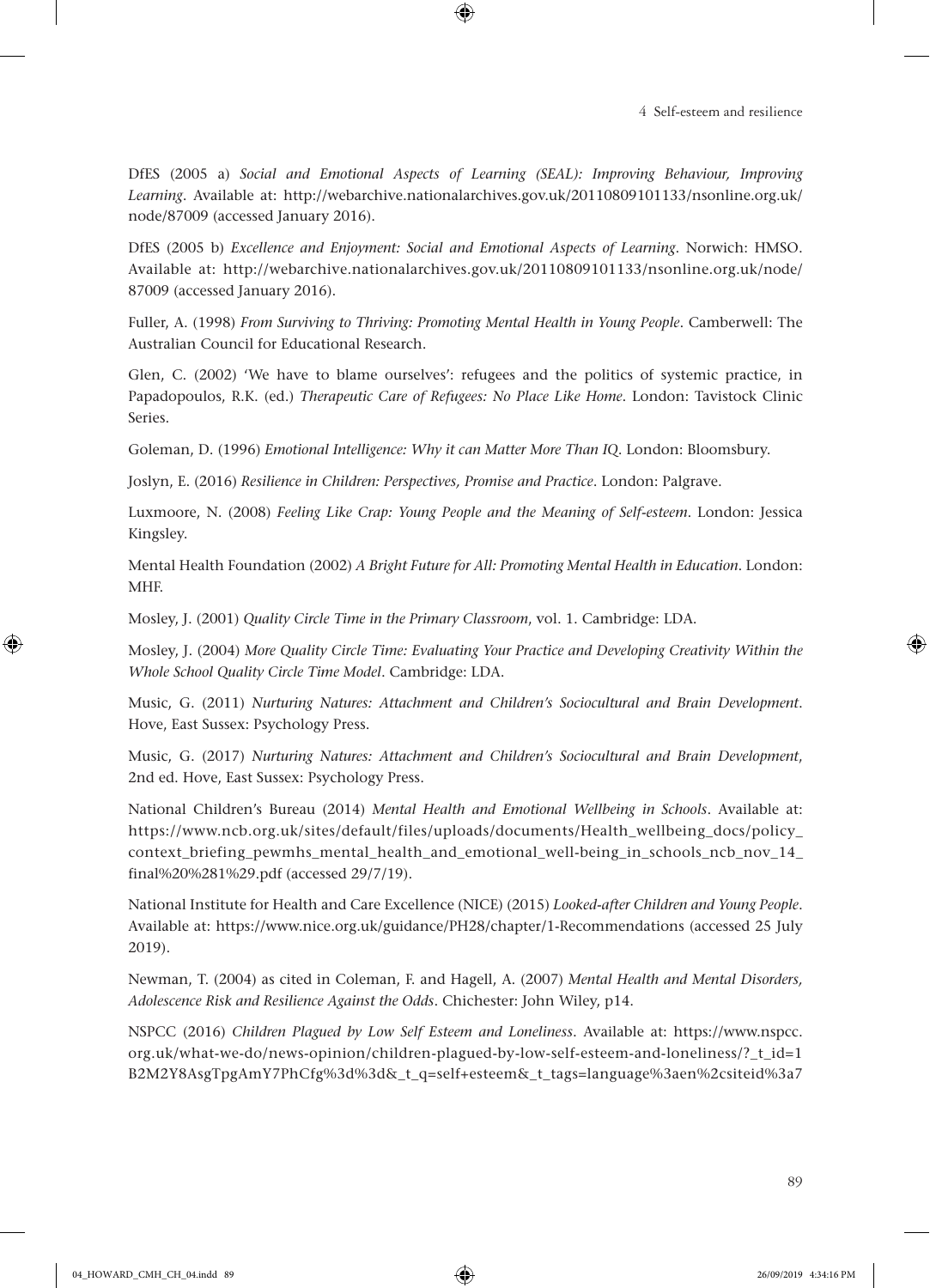DfES (2005 a) *Social and Emotional Aspects of Learning (SEAL): Improving Behaviour, Improving Learning*. Available at: http://webarchive.nationalarchives.gov.uk/20110809101133/nsonline.org.uk/node/87009 (accessed January 2016).

DfES (2005 b) *Excellence and Enjoyment: Social and Emotional Aspects of Learning*. Norwich: HMSO. Available at: http://webarchive.nationalarchives.gov.uk/20110809101133/nsonline.org.uk/node/87009 (accessed January 2016).

Fuller, A. (1998) *From Surviving to Thriving: Promoting Mental Health in Young People*. Camberwell: The Australian Council for Educational Research.

Glen, C. (2002) 'We have to blame ourselves': refugees and the politics of systemic practice, in Papadopoulos, R.K. (ed.) *Therapeutic Care of Refugees: No Place Like Home*. London: Tavistock Clinic Series.

Goleman, D. (1996) *Emotional Intelligence: Why it can Matter More Than IQ*. London: Bloomsbury.

Joslyn, E. (2016) *Resilience in Children: Perspectives, Promise and Practice*. London: Palgrave.

Luxmoore, N. (2008) *Feeling Like Crap: Young People and the Meaning of Self-esteem*. London: Jessica Kingsley.

Mental Health Foundation (2002) *A Bright Future for All: Promoting Mental Health in Education*. London: MHF.

Mosley, J. (2001) *Quality Circle Time in the Primary Classroom*, vol. 1. Cambridge: LDA.

Mosley, J. (2004) *More Quality Circle Time: Evaluating Your Practice and Developing Creativity Within the Whole School Quality Circle Time Model*. Cambridge: LDA.

Music, G. (2011) *Nurturing Natures: Attachment and Children's Sociocultural and Brain Development*. Hove, East Sussex: Psychology Press.

Music, G. (2017) *Nurturing Natures: Attachment and Children's Sociocultural and Brain Development*, 2nd ed. Hove, East Sussex: Psychology Press.

National Children's Bureau (2014) *Mental Health and Emotional Wellbeing in Schools*. Available at: https://www.ncb.org.uk/sites/default/files/uploads/documents/Health_wellbeing_docs/policy_context_briefing_pewmhs_mental_health_and_emotional_well-being_in_schools_ncb_nov_14_final%20%281%29.pdf (accessed 29/7/19).

National Institute for Health and Care Excellence (NICE) (2015) *Looked-after Children and Young People*. Available at: https://www.nice.org.uk/guidance/PH28/chapter/1-Recommendations (accessed 25 July 2019).

Newman, T. (2004) as cited in Coleman, F. and Hagell, A. (2007) *Mental Health and Mental Disorders, Adolescence Risk and Resilience Against the Odds*. Chichester: John Wiley, p14.

NSPCC (2016) *Children Plagued by Low Self Esteem and Loneliness*. Available at: https://www.nspcc.org.uk/what-we-do/news-opinion/children-plagued-by-low-self-esteem-and-loneliness/?_t_id=1B2M2Y8AsgTpgAmY7PhCfg%3d%3d&_t_q=self+esteem&_t_tags=language%3aen%2csiteid%3a7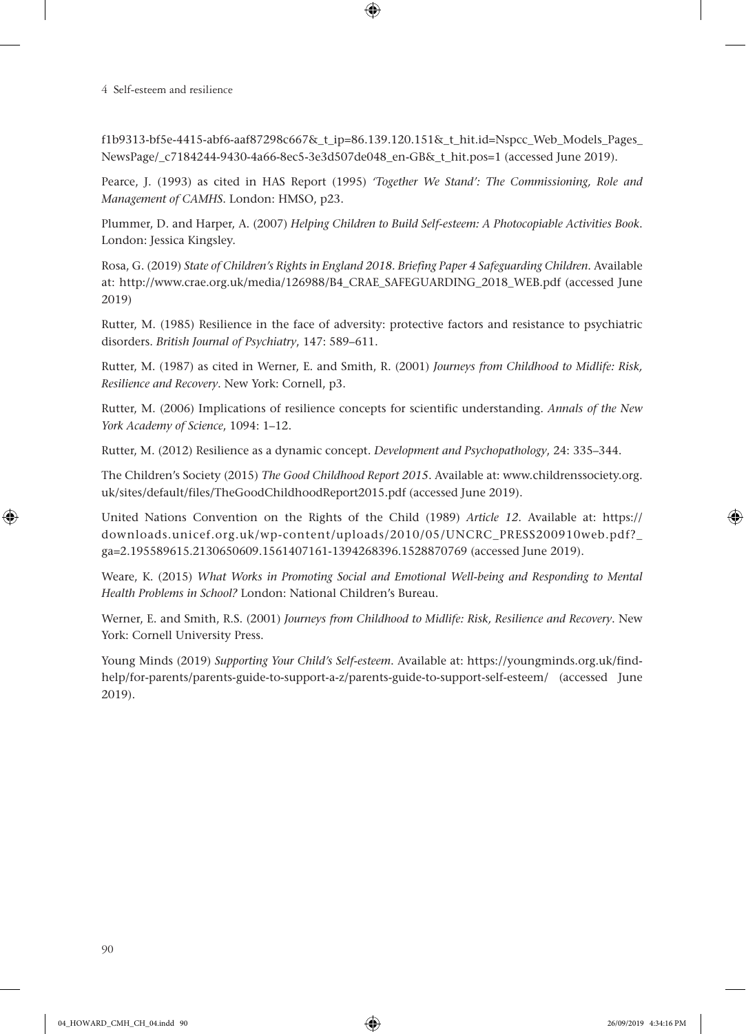f1b9313-bf5e-4415-abf6-aaf87298c667&_t_ip=86.139.120.151&_t_hit.id=Nspcc_Web_Models_Pages_NewsPage/_c7184244-9430-4a66-8ec5-3e3d507de048_en-GB&_t_hit.pos=1 (accessed June 2019).

Pearce, J. (1993) as cited in HAS Report (1995) *'Together We Stand': The Commissioning, Role and Management of CAMHS*. London: HMSO, p23.

Plummer, D. and Harper, A. (2007) *Helping Children to Build Self-esteem: A Photocopiable Activities Book*. London: Jessica Kingsley.

Rosa, G. (2019) *State of Children's Rights in England 2018. Briefing Paper 4 Safeguarding Children*. Available at: http://www.crae.org.uk/media/126988/B4_CRAE_SAFEGUARDING_2018_WEB.pdf (accessed June 2019)

Rutter, M. (1985) Resilience in the face of adversity: protective factors and resistance to psychiatric disorders. *British Journal of Psychiatry*, 147: 589–611.

Rutter, M. (1987) as cited in Werner, E. and Smith, R. (2001) *Journeys from Childhood to Midlife: Risk, Resilience and Recovery*. New York: Cornell, p3.

Rutter, M. (2006) Implications of resilience concepts for scientific understanding. *Annals of the New York Academy of Science*, 1094: 1–12.

Rutter, M. (2012) Resilience as a dynamic concept. *Development and Psychopathology*, 24: 335–344.

The Children's Society (2015) *The Good Childhood Report 2015*. Available at: www.childrenssociety.org.uk/sites/default/files/TheGoodChildhoodReport2015.pdf (accessed June 2019).

United Nations Convention on the Rights of the Child (1989) *Article 12*. Available at: https://downloads.unicef.org.uk/wp-content/uploads/2010/05/UNCRC_PRESS200910web.pdf?_ga=2.195589615.2130650609.1561407161-1394268396.1528870769 (accessed June 2019).

Weare, K. (2015) *What Works in Promoting Social and Emotional Well-being and Responding to Mental Health Problems in School?* London: National Children's Bureau.

Werner, E. and Smith, R.S. (2001) *Journeys from Childhood to Midlife: Risk, Resilience and Recovery*. New York: Cornell University Press.

Young Minds (2019) *Supporting Your Child's Self-esteem*. Available at: https://youngminds.org.uk/find-help/for-parents/parents-guide-to-support-a-z/parents-guide-to-support-self-esteem/ (accessed June 2019).